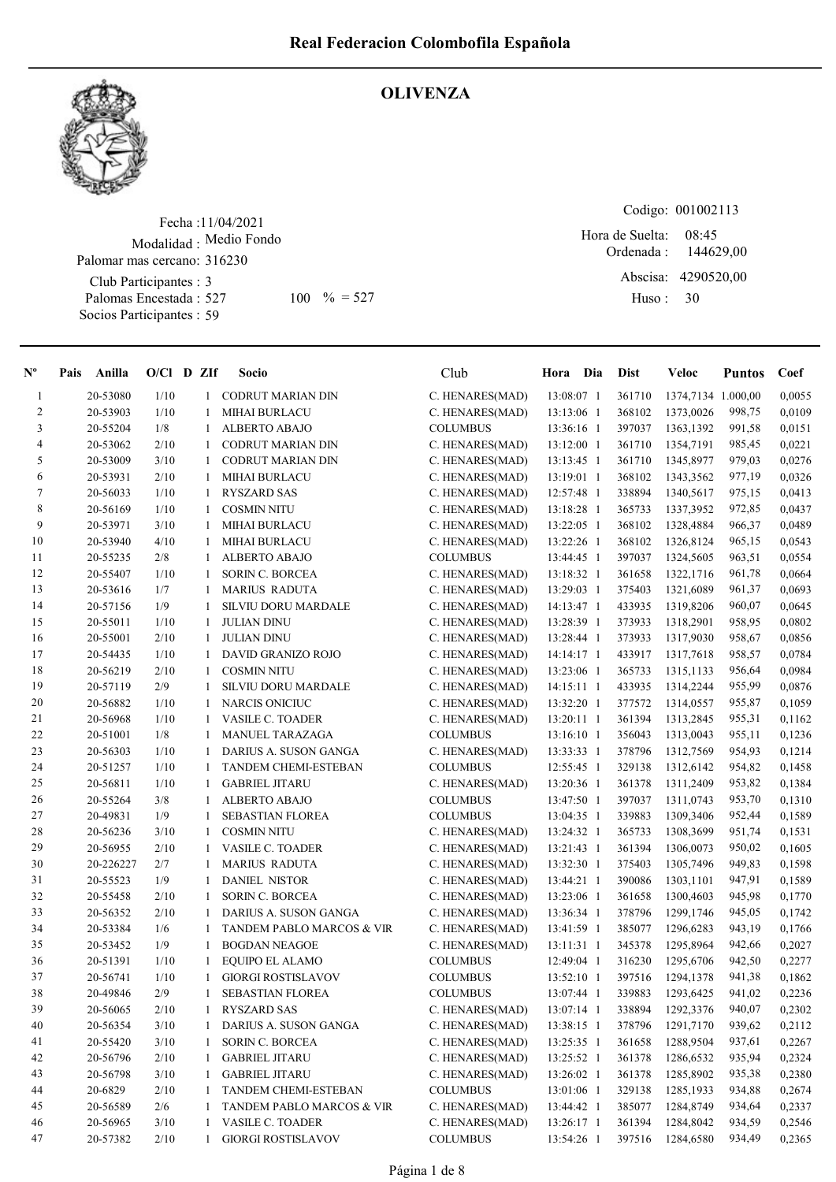# Real Federacion Colombofila Española

## OLIVENZA

Fecha : 11/04/2021
Modalidad : Medio Fondo
Palomar mas cercano: 316230
Club Participantes : 3
Palomas Encestada : 527 100 % = 527
Socios Participantes : 59

Codigo: 001002113
Hora de Suelta: 08:45
Ordenada : 144629,00
Abscisa: 4290520,00
Huso : 30

| Nº | Pais | Anilla | O/Cl | D | ZIf | Socio | Club | Hora | Dia | Dist | Veloc | Puntos | Coef |
|---|---|---|---|---|---|---|---|---|---|---|---|---|---|
| 1 | | 20-53080 | 1/10 | | 1 | CODRUT MARIAN DIN | C. HENARES(MAD) | 13:08:07 | 1 | 361710 | 1374,7134 | 1.000,00 | 0,0055 |
| 2 | | 20-53903 | 1/10 | | 1 | MIHAI BURLACU | C. HENARES(MAD) | 13:13:06 | 1 | 368102 | 1373,0026 | 998,75 | 0,0109 |
| 3 | | 20-55204 | 1/8 | | 1 | ALBERTO ABAJO | COLUMBUS | 13:36:16 | 1 | 397037 | 1363,1392 | 991,58 | 0,0151 |
| 4 | | 20-53062 | 2/10 | | 1 | CODRUT MARIAN DIN | C. HENARES(MAD) | 13:12:00 | 1 | 361710 | 1354,7191 | 985,45 | 0,0221 |
| 5 | | 20-53009 | 3/10 | | 1 | CODRUT MARIAN DIN | C. HENARES(MAD) | 13:13:45 | 1 | 361710 | 1345,8977 | 979,03 | 0,0276 |
| 6 | | 20-53931 | 2/10 | | 1 | MIHAI BURLACU | C. HENARES(MAD) | 13:19:01 | 1 | 368102 | 1343,3562 | 977,19 | 0,0326 |
| 7 | | 20-56033 | 1/10 | | 1 | RYSZARD SAS | C. HENARES(MAD) | 12:57:48 | 1 | 338894 | 1340,5617 | 975,15 | 0,0413 |
| 8 | | 20-56169 | 1/10 | | 1 | COSMIN NITU | C. HENARES(MAD) | 13:18:28 | 1 | 365733 | 1337,3952 | 972,85 | 0,0437 |
| 9 | | 20-53971 | 3/10 | | 1 | MIHAI BURLACU | C. HENARES(MAD) | 13:22:05 | 1 | 368102 | 1328,4884 | 966,37 | 0,0489 |
| 10 | | 20-53940 | 4/10 | | 1 | MIHAI BURLACU | C. HENARES(MAD) | 13:22:26 | 1 | 368102 | 1326,8124 | 965,15 | 0,0543 |
| 11 | | 20-55235 | 2/8 | | 1 | ALBERTO ABAJO | COLUMBUS | 13:44:45 | 1 | 397037 | 1324,5605 | 963,51 | 0,0554 |
| 12 | | 20-55407 | 1/10 | | 1 | SORIN C. BORCEA | C. HENARES(MAD) | 13:18:32 | 1 | 361658 | 1322,1716 | 961,78 | 0,0664 |
| 13 | | 20-53616 | 1/7 | | 1 | MARIUS RADUTA | C. HENARES(MAD) | 13:29:03 | 1 | 375403 | 1321,6089 | 961,37 | 0,0693 |
| 14 | | 20-57156 | 1/9 | | 1 | SILVIU DORU MARDALE | C. HENARES(MAD) | 14:13:47 | 1 | 433935 | 1319,8206 | 960,07 | 0,0645 |
| 15 | | 20-55011 | 1/10 | | 1 | JULIAN DINU | C. HENARES(MAD) | 13:28:39 | 1 | 373933 | 1318,2901 | 958,95 | 0,0802 |
| 16 | | 20-55001 | 2/10 | | 1 | JULIAN DINU | C. HENARES(MAD) | 13:28:44 | 1 | 373933 | 1317,9030 | 958,67 | 0,0856 |
| 17 | | 20-54435 | 1/10 | | 1 | DAVID GRANIZO ROJO | C. HENARES(MAD) | 14:14:17 | 1 | 433917 | 1317,7618 | 958,57 | 0,0784 |
| 18 | | 20-56219 | 2/10 | | 1 | COSMIN NITU | C. HENARES(MAD) | 13:23:06 | 1 | 365733 | 1315,1133 | 956,64 | 0,0984 |
| 19 | | 20-57119 | 2/9 | | 1 | SILVIU DORU MARDALE | C. HENARES(MAD) | 14:15:11 | 1 | 433935 | 1314,2244 | 955,99 | 0,0876 |
| 20 | | 20-56882 | 1/10 | | 1 | NARCIS ONICIUC | C. HENARES(MAD) | 13:32:20 | 1 | 377572 | 1314,0557 | 955,87 | 0,1059 |
| 21 | | 20-56968 | 1/10 | | 1 | VASILE C. TOADER | C. HENARES(MAD) | 13:20:11 | 1 | 361394 | 1313,2845 | 955,31 | 0,1162 |
| 22 | | 20-51001 | 1/8 | | 1 | MANUEL TARAZAGA | COLUMBUS | 13:16:10 | 1 | 356043 | 1313,0043 | 955,11 | 0,1236 |
| 23 | | 20-56303 | 1/10 | | 1 | DARIUS A. SUSON GANGA | C. HENARES(MAD) | 13:33:33 | 1 | 378796 | 1312,7569 | 954,93 | 0,1214 |
| 24 | | 20-51257 | 1/10 | | 1 | TANDEM CHEMI-ESTEBAN | COLUMBUS | 12:55:45 | 1 | 329138 | 1312,6142 | 954,82 | 0,1458 |
| 25 | | 20-56811 | 1/10 | | 1 | GABRIEL JITARU | C. HENARES(MAD) | 13:20:36 | 1 | 361378 | 1311,2409 | 953,82 | 0,1384 |
| 26 | | 20-55264 | 3/8 | | 1 | ALBERTO ABAJO | COLUMBUS | 13:47:50 | 1 | 397037 | 1311,0743 | 953,70 | 0,1310 |
| 27 | | 20-49831 | 1/9 | | 1 | SEBASTIAN FLOREA | COLUMBUS | 13:04:35 | 1 | 339883 | 1309,3406 | 952,44 | 0,1589 |
| 28 | | 20-56236 | 3/10 | | 1 | COSMIN NITU | C. HENARES(MAD) | 13:24:32 | 1 | 365733 | 1308,3699 | 951,74 | 0,1531 |
| 29 | | 20-56955 | 2/10 | | 1 | VASILE C. TOADER | C. HENARES(MAD) | 13:21:43 | 1 | 361394 | 1306,0073 | 950,02 | 0,1605 |
| 30 | | 20-226227 | 2/7 | | 1 | MARIUS RADUTA | C. HENARES(MAD) | 13:32:30 | 1 | 375403 | 1305,7496 | 949,83 | 0,1598 |
| 31 | | 20-55523 | 1/9 | | 1 | DANIEL NISTOR | C. HENARES(MAD) | 13:44:21 | 1 | 390086 | 1303,1101 | 947,91 | 0,1589 |
| 32 | | 20-55458 | 2/10 | | 1 | SORIN C. BORCEA | C. HENARES(MAD) | 13:23:06 | 1 | 361658 | 1300,4603 | 945,98 | 0,1770 |
| 33 | | 20-56352 | 2/10 | | 1 | DARIUS A. SUSON GANGA | C. HENARES(MAD) | 13:36:34 | 1 | 378796 | 1299,1746 | 945,05 | 0,1742 |
| 34 | | 20-53384 | 1/6 | | 1 | TANDEM PABLO MARCOS & VIR | C. HENARES(MAD) | 13:41:59 | 1 | 385077 | 1296,6283 | 943,19 | 0,1766 |
| 35 | | 20-53452 | 1/9 | | 1 | BOGDAN NEAGOE | C. HENARES(MAD) | 13:11:31 | 1 | 345378 | 1295,8964 | 942,66 | 0,2027 |
| 36 | | 20-51391 | 1/10 | | 1 | EQUIPO EL ALAMO | COLUMBUS | 12:49:04 | 1 | 316230 | 1295,6706 | 942,50 | 0,2277 |
| 37 | | 20-56741 | 1/10 | | 1 | GIORGI ROSTISLAVOV | COLUMBUS | 13:52:10 | 1 | 397516 | 1294,1378 | 941,38 | 0,1862 |
| 38 | | 20-49846 | 2/9 | | 1 | SEBASTIAN FLOREA | COLUMBUS | 13:07:44 | 1 | 339883 | 1293,6425 | 941,02 | 0,2236 |
| 39 | | 20-56065 | 2/10 | | 1 | RYSZARD SAS | C. HENARES(MAD) | 13:07:14 | 1 | 338894 | 1292,3376 | 940,07 | 0,2302 |
| 40 | | 20-56354 | 3/10 | | 1 | DARIUS A. SUSON GANGA | C. HENARES(MAD) | 13:38:15 | 1 | 378796 | 1291,7170 | 939,62 | 0,2112 |
| 41 | | 20-55420 | 3/10 | | 1 | SORIN C. BORCEA | C. HENARES(MAD) | 13:25:35 | 1 | 361658 | 1288,9504 | 937,61 | 0,2267 |
| 42 | | 20-56796 | 2/10 | | 1 | GABRIEL JITARU | C. HENARES(MAD) | 13:25:52 | 1 | 361378 | 1286,6532 | 935,94 | 0,2324 |
| 43 | | 20-56798 | 3/10 | | 1 | GABRIEL JITARU | C. HENARES(MAD) | 13:26:02 | 1 | 361378 | 1285,8902 | 935,38 | 0,2380 |
| 44 | | 20-6829 | 2/10 | | 1 | TANDEM CHEMI-ESTEBAN | COLUMBUS | 13:01:06 | 1 | 329138 | 1285,1933 | 934,88 | 0,2674 |
| 45 | | 20-56589 | 2/6 | | 1 | TANDEM PABLO MARCOS & VIR | C. HENARES(MAD) | 13:44:42 | 1 | 385077 | 1284,8749 | 934,64 | 0,2337 |
| 46 | | 20-56965 | 3/10 | | 1 | VASILE C. TOADER | C. HENARES(MAD) | 13:26:17 | 1 | 361394 | 1284,8042 | 934,59 | 0,2546 |
| 47 | | 20-57382 | 2/10 | | 1 | GIORGI ROSTISLAVOV | COLUMBUS | 13:54:26 | 1 | 397516 | 1284,6580 | 934,49 | 0,2365 |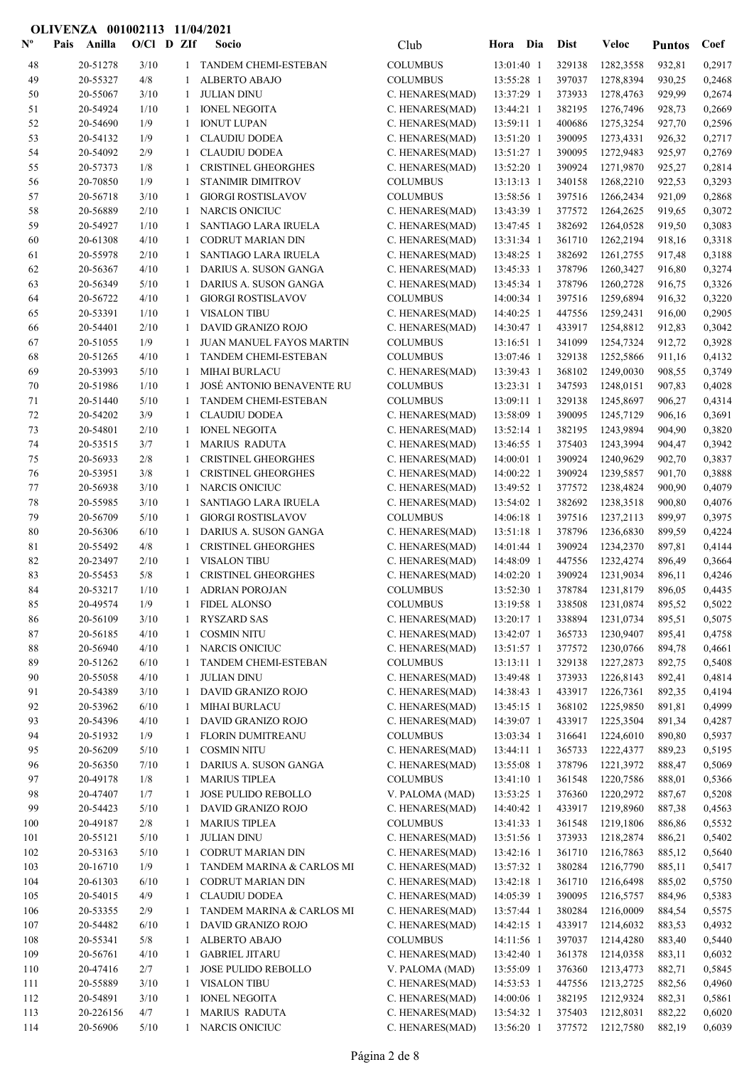**OLIVENZA 001002113 11/04/2021**

| Nº | Pais | Anilla | O/Cl | D | ZIf | Socio | Club | Hora | Dia | Dist | Veloc | Puntos | Coef |
|---|---|---|---|---|---|---|---|---|---|---|---|---|---|
| 48 | | 20-51278 | 3/10 | | 1 | TANDEM CHEMI-ESTEBAN | COLUMBUS | 13:01:40 | 1 | 329138 | 1282,3558 | 932,81 | 0,2917 |
| 49 | | 20-55327 | 4/8 | | 1 | ALBERTO ABAJO | COLUMBUS | 13:55:28 | 1 | 397037 | 1278,8394 | 930,25 | 0,2468 |
| 50 | | 20-55067 | 3/10 | | 1 | JULIAN DINU | C. HENARES(MAD) | 13:37:29 | 1 | 373933 | 1278,4763 | 929,99 | 0,2674 |
| 51 | | 20-54924 | 1/10 | | 1 | IONEL NEGOITA | C. HENARES(MAD) | 13:44:21 | 1 | 382195 | 1276,7496 | 928,73 | 0,2669 |
| 52 | | 20-54690 | 1/9 | | 1 | IONUT LUPAN | C. HENARES(MAD) | 13:59:11 | 1 | 400686 | 1275,3254 | 927,70 | 0,2596 |
| 53 | | 20-54132 | 1/9 | | 1 | CLAUDIU DODEA | C. HENARES(MAD) | 13:51:20 | 1 | 390095 | 1273,4331 | 926,32 | 0,2717 |
| 54 | | 20-54092 | 2/9 | | 1 | CLAUDIU DODEA | C. HENARES(MAD) | 13:51:27 | 1 | 390095 | 1272,9483 | 925,97 | 0,2769 |
| 55 | | 20-57373 | 1/8 | | 1 | CRISTINEL GHEORGHES | C. HENARES(MAD) | 13:52:20 | 1 | 390924 | 1271,9870 | 925,27 | 0,2814 |
| 56 | | 20-70850 | 1/9 | | 1 | STANIMIR DIMITROV | COLUMBUS | 13:13:13 | 1 | 340158 | 1268,2210 | 922,53 | 0,3293 |
| 57 | | 20-56718 | 3/10 | | 1 | GIORGI ROSTISLAVOV | COLUMBUS | 13:58:56 | 1 | 397516 | 1266,2434 | 921,09 | 0,2868 |
| 58 | | 20-56889 | 2/10 | | 1 | NARCIS ONICIUC | C. HENARES(MAD) | 13:43:39 | 1 | 377572 | 1264,2625 | 919,65 | 0,3072 |
| 59 | | 20-54927 | 1/10 | | 1 | SANTIAGO LARA IRUELA | C. HENARES(MAD) | 13:47:45 | 1 | 382692 | 1264,0528 | 919,50 | 0,3083 |
| 60 | | 20-61308 | 4/10 | | 1 | CODRUT MARIAN DIN | C. HENARES(MAD) | 13:31:34 | 1 | 361710 | 1262,2194 | 918,16 | 0,3318 |
| 61 | | 20-55978 | 2/10 | | 1 | SANTIAGO LARA IRUELA | C. HENARES(MAD) | 13:48:25 | 1 | 382692 | 1261,2755 | 917,48 | 0,3188 |
| 62 | | 20-56367 | 4/10 | | 1 | DARIUS A. SUSON GANGA | C. HENARES(MAD) | 13:45:33 | 1 | 378796 | 1260,3427 | 916,80 | 0,3274 |
| 63 | | 20-56349 | 5/10 | | 1 | DARIUS A. SUSON GANGA | C. HENARES(MAD) | 13:45:34 | 1 | 378796 | 1260,2728 | 916,75 | 0,3326 |
| 64 | | 20-56722 | 4/10 | | 1 | GIORGI ROSTISLAVOV | COLUMBUS | 14:00:34 | 1 | 397516 | 1259,6894 | 916,32 | 0,3220 |
| 65 | | 20-53391 | 1/10 | | 1 | VISALON TIBU | C. HENARES(MAD) | 14:40:25 | 1 | 447556 | 1259,2431 | 916,00 | 0,2905 |
| 66 | | 20-54401 | 2/10 | | 1 | DAVID GRANIZO ROJO | C. HENARES(MAD) | 14:30:47 | 1 | 433917 | 1254,8812 | 912,83 | 0,3042 |
| 67 | | 20-51055 | 1/9 | | 1 | JUAN MANUEL FAYOS MARTIN | COLUMBUS | 13:16:51 | 1 | 341099 | 1254,7324 | 912,72 | 0,3928 |
| 68 | | 20-51265 | 4/10 | | 1 | TANDEM CHEMI-ESTEBAN | COLUMBUS | 13:07:46 | 1 | 329138 | 1252,5866 | 911,16 | 0,4132 |
| 69 | | 20-53993 | 5/10 | | 1 | MIHAI BURLACU | C. HENARES(MAD) | 13:39:43 | 1 | 368102 | 1249,0030 | 908,55 | 0,3749 |
| 70 | | 20-51986 | 1/10 | | 1 | JOSÉ ANTONIO BENAVENTE RU | COLUMBUS | 13:23:31 | 1 | 347593 | 1248,0151 | 907,83 | 0,4028 |
| 71 | | 20-51440 | 5/10 | | 1 | TANDEM CHEMI-ESTEBAN | COLUMBUS | 13:09:11 | 1 | 329138 | 1245,8697 | 906,27 | 0,4314 |
| 72 | | 20-54202 | 3/9 | | 1 | CLAUDIU DODEA | C. HENARES(MAD) | 13:58:09 | 1 | 390095 | 1245,7129 | 906,16 | 0,3691 |
| 73 | | 20-54801 | 2/10 | | 1 | IONEL NEGOITA | C. HENARES(MAD) | 13:52:14 | 1 | 382195 | 1243,9894 | 904,90 | 0,3820 |
| 74 | | 20-53515 | 3/7 | | 1 | MARIUS RADUTA | C. HENARES(MAD) | 13:46:55 | 1 | 375403 | 1243,3994 | 904,47 | 0,3942 |
| 75 | | 20-56933 | 2/8 | | 1 | CRISTINEL GHEORGHES | C. HENARES(MAD) | 14:00:01 | 1 | 390924 | 1240,9629 | 902,70 | 0,3837 |
| 76 | | 20-53951 | 3/8 | | 1 | CRISTINEL GHEORGHES | C. HENARES(MAD) | 14:00:22 | 1 | 390924 | 1239,5857 | 901,70 | 0,3888 |
| 77 | | 20-56938 | 3/10 | | 1 | NARCIS ONICIUC | C. HENARES(MAD) | 13:49:52 | 1 | 377572 | 1238,4824 | 900,90 | 0,4079 |
| 78 | | 20-55985 | 3/10 | | 1 | SANTIAGO LARA IRUELA | C. HENARES(MAD) | 13:54:02 | 1 | 382692 | 1238,3518 | 900,80 | 0,4076 |
| 79 | | 20-56709 | 5/10 | | 1 | GIORGI ROSTISLAVOV | COLUMBUS | 14:06:18 | 1 | 397516 | 1237,2113 | 899,97 | 0,3975 |
| 80 | | 20-56306 | 6/10 | | 1 | DARIUS A. SUSON GANGA | C. HENARES(MAD) | 13:51:18 | 1 | 378796 | 1236,6830 | 899,59 | 0,4224 |
| 81 | | 20-55492 | 4/8 | | 1 | CRISTINEL GHEORGHES | C. HENARES(MAD) | 14:01:44 | 1 | 390924 | 1234,2370 | 897,81 | 0,4144 |
| 82 | | 20-23497 | 2/10 | | 1 | VISALON TIBU | C. HENARES(MAD) | 14:48:09 | 1 | 447556 | 1232,4274 | 896,49 | 0,3664 |
| 83 | | 20-55453 | 5/8 | | 1 | CRISTINEL GHEORGHES | C. HENARES(MAD) | 14:02:20 | 1 | 390924 | 1231,9034 | 896,11 | 0,4246 |
| 84 | | 20-53217 | 1/10 | | 1 | ADRIAN POROJAN | COLUMBUS | 13:52:30 | 1 | 378784 | 1231,8179 | 896,05 | 0,4435 |
| 85 | | 20-49574 | 1/9 | | 1 | FIDEL ALONSO | COLUMBUS | 13:19:58 | 1 | 338508 | 1231,0874 | 895,52 | 0,5022 |
| 86 | | 20-56109 | 3/10 | | 1 | RYSZARD SAS | C. HENARES(MAD) | 13:20:17 | 1 | 338894 | 1231,0734 | 895,51 | 0,5075 |
| 87 | | 20-56185 | 4/10 | | 1 | COSMIN NITU | C. HENARES(MAD) | 13:42:07 | 1 | 365733 | 1230,9407 | 895,41 | 0,4758 |
| 88 | | 20-56940 | 4/10 | | 1 | NARCIS ONICIUC | C. HENARES(MAD) | 13:51:57 | 1 | 377572 | 1230,0766 | 894,78 | 0,4661 |
| 89 | | 20-51262 | 6/10 | | 1 | TANDEM CHEMI-ESTEBAN | COLUMBUS | 13:13:11 | 1 | 329138 | 1227,2873 | 892,75 | 0,5408 |
| 90 | | 20-55058 | 4/10 | | 1 | JULIAN DINU | C. HENARES(MAD) | 13:49:48 | 1 | 373933 | 1226,8143 | 892,41 | 0,4814 |
| 91 | | 20-54389 | 3/10 | | 1 | DAVID GRANIZO ROJO | C. HENARES(MAD) | 14:38:43 | 1 | 433917 | 1226,7361 | 892,35 | 0,4194 |
| 92 | | 20-53962 | 6/10 | | 1 | MIHAI BURLACU | C. HENARES(MAD) | 13:45:15 | 1 | 368102 | 1225,9850 | 891,81 | 0,4999 |
| 93 | | 20-54396 | 4/10 | | 1 | DAVID GRANIZO ROJO | C. HENARES(MAD) | 14:39:07 | 1 | 433917 | 1225,3504 | 891,34 | 0,4287 |
| 94 | | 20-51932 | 1/9 | | 1 | FLORIN DUMITREANU | COLUMBUS | 13:03:34 | 1 | 316641 | 1224,6010 | 890,80 | 0,5937 |
| 95 | | 20-56209 | 5/10 | | 1 | COSMIN NITU | C. HENARES(MAD) | 13:44:11 | 1 | 365733 | 1222,4377 | 889,23 | 0,5195 |
| 96 | | 20-56350 | 7/10 | | 1 | DARIUS A. SUSON GANGA | C. HENARES(MAD) | 13:55:08 | 1 | 378796 | 1221,3972 | 888,47 | 0,5069 |
| 97 | | 20-49178 | 1/8 | | 1 | MARIUS TIPLEA | COLUMBUS | 13:41:10 | 1 | 361548 | 1220,7586 | 888,01 | 0,5366 |
| 98 | | 20-47407 | 1/7 | | 1 | JOSE PULIDO REBOLLO | V. PALOMA (MAD) | 13:53:25 | 1 | 376360 | 1220,2972 | 887,67 | 0,5208 |
| 99 | | 20-54423 | 5/10 | | 1 | DAVID GRANIZO ROJO | C. HENARES(MAD) | 14:40:42 | 1 | 433917 | 1219,8960 | 887,38 | 0,4563 |
| 100 | | 20-49187 | 2/8 | | 1 | MARIUS TIPLEA | COLUMBUS | 13:41:33 | 1 | 361548 | 1219,1806 | 886,86 | 0,5532 |
| 101 | | 20-55121 | 5/10 | | 1 | JULIAN DINU | C. HENARES(MAD) | 13:51:56 | 1 | 373933 | 1218,2874 | 886,21 | 0,5402 |
| 102 | | 20-53163 | 5/10 | | 1 | CODRUT MARIAN DIN | C. HENARES(MAD) | 13:42:16 | 1 | 361710 | 1216,7863 | 885,12 | 0,5640 |
| 103 | | 20-16710 | 1/9 | | 1 | TANDEM MARINA & CARLOS MI | C. HENARES(MAD) | 13:57:32 | 1 | 380284 | 1216,7790 | 885,11 | 0,5417 |
| 104 | | 20-61303 | 6/10 | | 1 | CODRUT MARIAN DIN | C. HENARES(MAD) | 13:42:18 | 1 | 361710 | 1216,6498 | 885,02 | 0,5750 |
| 105 | | 20-54015 | 4/9 | | 1 | CLAUDIU DODEA | C. HENARES(MAD) | 14:05:39 | 1 | 390095 | 1216,5757 | 884,96 | 0,5383 |
| 106 | | 20-53355 | 2/9 | | 1 | TANDEM MARINA & CARLOS MI | C. HENARES(MAD) | 13:57:44 | 1 | 380284 | 1216,0009 | 884,54 | 0,5575 |
| 107 | | 20-54482 | 6/10 | | 1 | DAVID GRANIZO ROJO | C. HENARES(MAD) | 14:42:15 | 1 | 433917 | 1214,6032 | 883,53 | 0,4932 |
| 108 | | 20-55341 | 5/8 | | 1 | ALBERTO ABAJO | COLUMBUS | 14:11:56 | 1 | 397037 | 1214,4280 | 883,40 | 0,5440 |
| 109 | | 20-56761 | 4/10 | | 1 | GABRIEL JITARU | C. HENARES(MAD) | 13:42:40 | 1 | 361378 | 1214,0358 | 883,11 | 0,6032 |
| 110 | | 20-47416 | 2/7 | | 1 | JOSE PULIDO REBOLLO | V. PALOMA (MAD) | 13:55:09 | 1 | 376360 | 1213,4773 | 882,71 | 0,5845 |
| 111 | | 20-55889 | 3/10 | | 1 | VISALON TIBU | C. HENARES(MAD) | 14:53:53 | 1 | 447556 | 1213,2725 | 882,56 | 0,4960 |
| 112 | | 20-54891 | 3/10 | | 1 | IONEL NEGOITA | C. HENARES(MAD) | 14:00:06 | 1 | 382195 | 1212,9324 | 882,31 | 0,5861 |
| 113 | | 20-226156 | 4/7 | | 1 | MARIUS RADUTA | C. HENARES(MAD) | 13:54:32 | 1 | 375403 | 1212,8031 | 882,22 | 0,6020 |
| 114 | | 20-56906 | 5/10 | | 1 | NARCIS ONICIUC | C. HENARES(MAD) | 13:56:20 | 1 | 377572 | 1212,7580 | 882,19 | 0,6039 |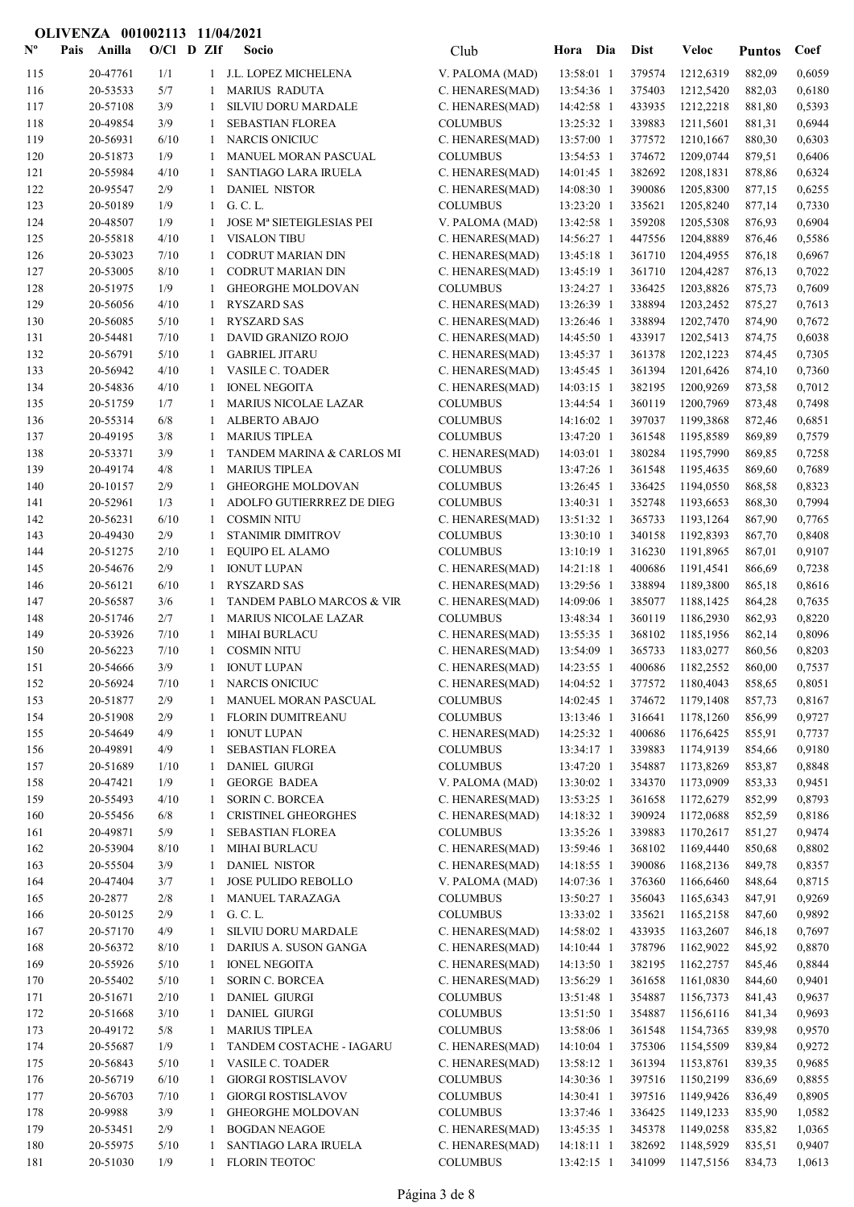**OLIVENZA 001002113 11/04/2021**

| Nº | Pais | Anilla | O/Cl | D | ZIf | Socio | Club | Hora Dia | Dist | Veloc | Puntos | Coef |
|---|---|---|---|---|---|---|---|---|---|---|---|---|
| 115 | | 20-47761 | 1/1 | | 1 | J.L. LOPEZ MICHELENA | V. PALOMA (MAD) | 13:58:01 1 | 379574 | 1212,6319 | 882,09 | 0,6059 |
| 116 | | 20-53533 | 5/7 | | 1 | MARIUS RADUTA | C. HENARES(MAD) | 13:54:36 1 | 375403 | 1212,5420 | 882,03 | 0,6180 |
| 117 | | 20-57108 | 3/9 | | 1 | SILVIU DORU MARDALE | C. HENARES(MAD) | 14:42:58 1 | 433935 | 1212,2218 | 881,80 | 0,5393 |
| 118 | | 20-49854 | 3/9 | | 1 | SEBASTIAN FLOREA | COLUMBUS | 13:25:32 1 | 339883 | 1211,5601 | 881,31 | 0,6944 |
| 119 | | 20-56931 | 6/10 | | 1 | NARCIS ONICIUC | C. HENARES(MAD) | 13:57:00 1 | 377572 | 1210,1667 | 880,30 | 0,6303 |
| 120 | | 20-51873 | 1/9 | | 1 | MANUEL MORAN PASCUAL | COLUMBUS | 13:54:53 1 | 374672 | 1209,0744 | 879,51 | 0,6406 |
| 121 | | 20-55984 | 4/10 | | 1 | SANTIAGO LARA IRUELA | C. HENARES(MAD) | 14:01:45 1 | 382692 | 1208,1831 | 878,86 | 0,6324 |
| 122 | | 20-95547 | 2/9 | | 1 | DANIEL NISTOR | C. HENARES(MAD) | 14:08:30 1 | 390086 | 1205,8300 | 877,15 | 0,6255 |
| 123 | | 20-50189 | 1/9 | | 1 | G. C. L. | COLUMBUS | 13:23:20 1 | 335621 | 1205,8240 | 877,14 | 0,7330 |
| 124 | | 20-48507 | 1/9 | | 1 | JOSE Mª SIETEIGLESIAS PEI | V. PALOMA (MAD) | 13:42:58 1 | 359208 | 1205,5308 | 876,93 | 0,6904 |
| 125 | | 20-55818 | 4/10 | | 1 | VISALON TIBU | C. HENARES(MAD) | 14:56:27 1 | 447556 | 1204,8889 | 876,46 | 0,5586 |
| 126 | | 20-53023 | 7/10 | | 1 | CODRUT MARIAN DIN | C. HENARES(MAD) | 13:45:18 1 | 361710 | 1204,4955 | 876,18 | 0,6967 |
| 127 | | 20-53005 | 8/10 | | 1 | CODRUT MARIAN DIN | C. HENARES(MAD) | 13:45:19 1 | 361710 | 1204,4287 | 876,13 | 0,7022 |
| 128 | | 20-51975 | 1/9 | | 1 | GHEORGHE MOLDOVAN | COLUMBUS | 13:24:27 1 | 336425 | 1203,8826 | 875,73 | 0,7609 |
| 129 | | 20-56056 | 4/10 | | 1 | RYSZARD SAS | C. HENARES(MAD) | 13:26:39 1 | 338894 | 1203,2452 | 875,27 | 0,7613 |
| 130 | | 20-56085 | 5/10 | | 1 | RYSZARD SAS | C. HENARES(MAD) | 13:26:46 1 | 338894 | 1202,7470 | 874,90 | 0,7672 |
| 131 | | 20-54481 | 7/10 | | 1 | DAVID GRANIZO ROJO | C. HENARES(MAD) | 14:45:50 1 | 433917 | 1202,5413 | 874,75 | 0,6038 |
| 132 | | 20-56791 | 5/10 | | 1 | GABRIEL JITARU | C. HENARES(MAD) | 13:45:37 1 | 361378 | 1202,1223 | 874,45 | 0,7305 |
| 133 | | 20-56942 | 4/10 | | 1 | VASILE C. TOADER | C. HENARES(MAD) | 13:45:45 1 | 361394 | 1201,6426 | 874,10 | 0,7360 |
| 134 | | 20-54836 | 4/10 | | 1 | IONEL NEGOITA | C. HENARES(MAD) | 14:03:15 1 | 382195 | 1200,9269 | 873,58 | 0,7012 |
| 135 | | 20-51759 | 1/7 | | 1 | MARIUS NICOLAE LAZAR | COLUMBUS | 13:44:54 1 | 360119 | 1200,7969 | 873,48 | 0,7498 |
| 136 | | 20-55314 | 6/8 | | 1 | ALBERTO ABAJO | COLUMBUS | 14:16:02 1 | 397037 | 1199,3868 | 872,46 | 0,6851 |
| 137 | | 20-49195 | 3/8 | | 1 | MARIUS TIPLEA | COLUMBUS | 13:47:20 1 | 361548 | 1195,8589 | 869,89 | 0,7579 |
| 138 | | 20-53371 | 3/9 | | 1 | TANDEM MARINA & CARLOS MI | C. HENARES(MAD) | 14:03:01 1 | 380284 | 1195,7990 | 869,85 | 0,7258 |
| 139 | | 20-49174 | 4/8 | | 1 | MARIUS TIPLEA | COLUMBUS | 13:47:26 1 | 361548 | 1195,4635 | 869,60 | 0,7689 |
| 140 | | 20-10157 | 2/9 | | 1 | GHEORGHE MOLDOVAN | COLUMBUS | 13:26:45 1 | 336425 | 1194,0550 | 868,58 | 0,8323 |
| 141 | | 20-52961 | 1/3 | | 1 | ADOLFO GUTIERRREZ DE DIEG | COLUMBUS | 13:40:31 1 | 352748 | 1193,6653 | 868,30 | 0,7994 |
| 142 | | 20-56231 | 6/10 | | 1 | COSMIN NITU | C. HENARES(MAD) | 13:51:32 1 | 365733 | 1193,1264 | 867,90 | 0,7765 |
| 143 | | 20-49430 | 2/9 | | 1 | STANIMIR DIMITROV | COLUMBUS | 13:30:10 1 | 340158 | 1192,8393 | 867,70 | 0,8408 |
| 144 | | 20-51275 | 2/10 | | 1 | EQUIPO EL ALAMO | COLUMBUS | 13:10:19 1 | 316230 | 1191,8965 | 867,01 | 0,9107 |
| 145 | | 20-54676 | 2/9 | | 1 | IONUT LUPAN | C. HENARES(MAD) | 14:21:18 1 | 400686 | 1191,4541 | 866,69 | 0,7238 |
| 146 | | 20-56121 | 6/10 | | 1 | RYSZARD SAS | C. HENARES(MAD) | 13:29:56 1 | 338894 | 1189,3800 | 865,18 | 0,8616 |
| 147 | | 20-56587 | 3/6 | | 1 | TANDEM PABLO MARCOS & VIR | C. HENARES(MAD) | 14:09:06 1 | 385077 | 1188,1425 | 864,28 | 0,7635 |
| 148 | | 20-51746 | 2/7 | | 1 | MARIUS NICOLAE LAZAR | COLUMBUS | 13:48:34 1 | 360119 | 1186,2930 | 862,93 | 0,8220 |
| 149 | | 20-53926 | 7/10 | | 1 | MIHAI BURLACU | C. HENARES(MAD) | 13:55:35 1 | 368102 | 1185,1956 | 862,14 | 0,8096 |
| 150 | | 20-56223 | 7/10 | | 1 | COSMIN NITU | C. HENARES(MAD) | 13:54:09 1 | 365733 | 1183,0277 | 860,56 | 0,8203 |
| 151 | | 20-54666 | 3/9 | | 1 | IONUT LUPAN | C. HENARES(MAD) | 14:23:55 1 | 400686 | 1182,2552 | 860,00 | 0,7537 |
| 152 | | 20-56924 | 7/10 | | 1 | NARCIS ONICIUC | C. HENARES(MAD) | 14:04:52 1 | 377572 | 1180,4043 | 858,65 | 0,8051 |
| 153 | | 20-51877 | 2/9 | | 1 | MANUEL MORAN PASCUAL | COLUMBUS | 14:02:45 1 | 374672 | 1179,1408 | 857,73 | 0,8167 |
| 154 | | 20-51908 | 2/9 | | 1 | FLORIN DUMITREANU | COLUMBUS | 13:13:46 1 | 316641 | 1178,1260 | 856,99 | 0,9727 |
| 155 | | 20-54649 | 4/9 | | 1 | IONUT LUPAN | C. HENARES(MAD) | 14:25:32 1 | 400686 | 1176,6425 | 855,91 | 0,7737 |
| 156 | | 20-49891 | 4/9 | | 1 | SEBASTIAN FLOREA | COLUMBUS | 13:34:17 1 | 339883 | 1174,9139 | 854,66 | 0,9180 |
| 157 | | 20-51689 | 1/10 | | 1 | DANIEL GIURGI | COLUMBUS | 13:47:20 1 | 354887 | 1173,8269 | 853,87 | 0,8848 |
| 158 | | 20-47421 | 1/9 | | 1 | GEORGE BADEA | V. PALOMA (MAD) | 13:30:02 1 | 334370 | 1173,0909 | 853,33 | 0,9451 |
| 159 | | 20-55493 | 4/10 | | 1 | SORIN C. BORCEA | C. HENARES(MAD) | 13:53:25 1 | 361658 | 1172,6279 | 852,99 | 0,8793 |
| 160 | | 20-55456 | 6/8 | | 1 | CRISTINEL GHEORGHES | C. HENARES(MAD) | 14:18:32 1 | 390924 | 1172,0688 | 852,59 | 0,8186 |
| 161 | | 20-49871 | 5/9 | | 1 | SEBASTIAN FLOREA | COLUMBUS | 13:35:26 1 | 339883 | 1170,2617 | 851,27 | 0,9474 |
| 162 | | 20-53904 | 8/10 | | 1 | MIHAI BURLACU | C. HENARES(MAD) | 13:59:46 1 | 368102 | 1169,4440 | 850,68 | 0,8802 |
| 163 | | 20-55504 | 3/9 | | 1 | DANIEL NISTOR | C. HENARES(MAD) | 14:18:55 1 | 390086 | 1168,2136 | 849,78 | 0,8357 |
| 164 | | 20-47404 | 3/7 | | 1 | JOSE PULIDO REBOLLO | V. PALOMA (MAD) | 14:07:36 1 | 376360 | 1166,6460 | 848,64 | 0,8715 |
| 165 | | 20-2877 | 2/8 | | 1 | MANUEL TARAZAGA | COLUMBUS | 13:50:27 1 | 356043 | 1165,6343 | 847,91 | 0,9269 |
| 166 | | 20-50125 | 2/9 | | 1 | G. C. L. | COLUMBUS | 13:33:02 1 | 335621 | 1165,2158 | 847,60 | 0,9892 |
| 167 | | 20-57170 | 4/9 | | 1 | SILVIU DORU MARDALE | C. HENARES(MAD) | 14:58:02 1 | 433935 | 1163,2607 | 846,18 | 0,7697 |
| 168 | | 20-56372 | 8/10 | | 1 | DARIUS A. SUSON GANGA | C. HENARES(MAD) | 14:10:44 1 | 378796 | 1162,9022 | 845,92 | 0,8870 |
| 169 | | 20-55926 | 5/10 | | 1 | IONEL NEGOITA | C. HENARES(MAD) | 14:13:50 1 | 382195 | 1162,2757 | 845,46 | 0,8844 |
| 170 | | 20-55402 | 5/10 | | 1 | SORIN C. BORCEA | C. HENARES(MAD) | 13:56:29 1 | 361658 | 1161,0830 | 844,60 | 0,9401 |
| 171 | | 20-51671 | 2/10 | | 1 | DANIEL GIURGI | COLUMBUS | 13:51:48 1 | 354887 | 1156,7373 | 841,43 | 0,9637 |
| 172 | | 20-51668 | 3/10 | | 1 | DANIEL GIURGI | COLUMBUS | 13:51:50 1 | 354887 | 1156,6116 | 841,34 | 0,9693 |
| 173 | | 20-49172 | 5/8 | | 1 | MARIUS TIPLEA | COLUMBUS | 13:58:06 1 | 361548 | 1154,7365 | 839,98 | 0,9570 |
| 174 | | 20-55687 | 1/9 | | 1 | TANDEM COSTACHE - IAGARU | C. HENARES(MAD) | 14:10:04 1 | 375306 | 1154,5509 | 839,84 | 0,9272 |
| 175 | | 20-56843 | 5/10 | | 1 | VASILE C. TOADER | C. HENARES(MAD) | 13:58:12 1 | 361394 | 1153,8761 | 839,35 | 0,9685 |
| 176 | | 20-56719 | 6/10 | | 1 | GIORGI ROSTISLAVOV | COLUMBUS | 14:30:36 1 | 397516 | 1150,2199 | 836,69 | 0,8855 |
| 177 | | 20-56703 | 7/10 | | 1 | GIORGI ROSTISLAVOV | COLUMBUS | 14:30:41 1 | 397516 | 1149,9426 | 836,49 | 0,8905 |
| 178 | | 20-9988 | 3/9 | | 1 | GHEORGHE MOLDOVAN | COLUMBUS | 13:37:46 1 | 336425 | 1149,1233 | 835,90 | 1,0582 |
| 179 | | 20-53451 | 2/9 | | 1 | BOGDAN NEAGOE | C. HENARES(MAD) | 13:45:35 1 | 345378 | 1149,0258 | 835,82 | 1,0365 |
| 180 | | 20-55975 | 5/10 | | 1 | SANTIAGO LARA IRUELA | C. HENARES(MAD) | 14:18:11 1 | 382692 | 1148,5929 | 835,51 | 0,9407 |
| 181 | | 20-51030 | 1/9 | | 1 | FLORIN TEOTOC | COLUMBUS | 13:42:15 1 | 341099 | 1147,5156 | 834,73 | 1,0613 |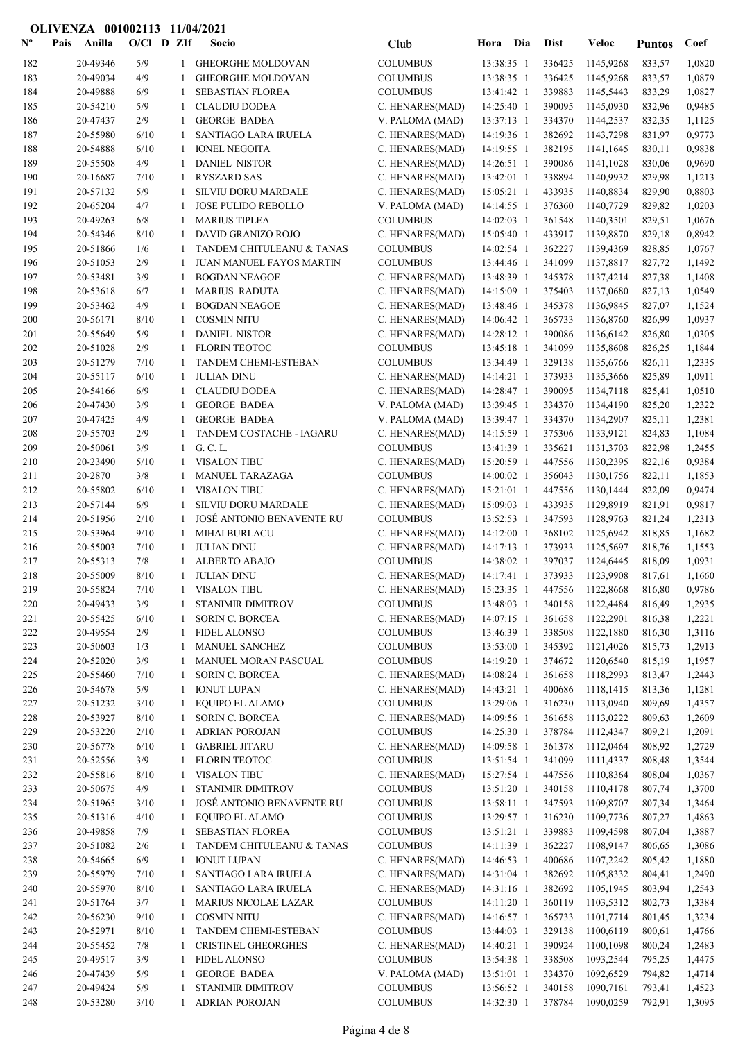**OLIVENZA 001002113 11/04/2021**

| Nº | Pais | Anilla | O/Cl | D | ZIf | Socio | Club | Hora | Dia | Dist | Veloc | Puntos | Coef |
|---|---|---|---|---|---|---|---|---|---|---|---|---|---|
| 182 | | 20-49346 | 5/9 | | 1 | GHEORGHE MOLDOVAN | COLUMBUS | 13:38:35 | 1 | 336425 | 1145,9268 | 833,57 | 1,0820 |
| 183 | | 20-49034 | 4/9 | | 1 | GHEORGHE MOLDOVAN | COLUMBUS | 13:38:35 | 1 | 336425 | 1145,9268 | 833,57 | 1,0879 |
| 184 | | 20-49888 | 6/9 | | 1 | SEBASTIAN FLOREA | COLUMBUS | 13:41:42 | 1 | 339883 | 1145,5443 | 833,29 | 1,0827 |
| 185 | | 20-54210 | 5/9 | | 1 | CLAUDIU DODEA | C. HENARES(MAD) | 14:25:40 | 1 | 390095 | 1145,0930 | 832,96 | 0,9485 |
| 186 | | 20-47437 | 2/9 | | 1 | GEORGE BADEA | V. PALOMA (MAD) | 13:37:13 | 1 | 334370 | 1144,2537 | 832,35 | 1,1125 |
| 187 | | 20-55980 | 6/10 | | 1 | SANTIAGO LARA IRUELA | C. HENARES(MAD) | 14:19:36 | 1 | 382692 | 1143,7298 | 831,97 | 0,9773 |
| 188 | | 20-54888 | 6/10 | | 1 | IONEL NEGOITA | C. HENARES(MAD) | 14:19:55 | 1 | 382195 | 1141,1645 | 830,11 | 0,9838 |
| 189 | | 20-55508 | 4/9 | | 1 | DANIEL NISTOR | C. HENARES(MAD) | 14:26:51 | 1 | 390086 | 1141,1028 | 830,06 | 0,9690 |
| 190 | | 20-16687 | 7/10 | | 1 | RYSZARD SAS | C. HENARES(MAD) | 13:42:01 | 1 | 338894 | 1140,9932 | 829,98 | 1,1213 |
| 191 | | 20-57132 | 5/9 | | 1 | SILVIU DORU MARDALE | C. HENARES(MAD) | 15:05:21 | 1 | 433935 | 1140,8834 | 829,90 | 0,8803 |
| 192 | | 20-65204 | 4/7 | | 1 | JOSE PULIDO REBOLLO | V. PALOMA (MAD) | 14:14:55 | 1 | 376360 | 1140,7729 | 829,82 | 1,0203 |
| 193 | | 20-49263 | 6/8 | | 1 | MARIUS TIPLEA | COLUMBUS | 14:02:03 | 1 | 361548 | 1140,3501 | 829,51 | 1,0676 |
| 194 | | 20-54346 | 8/10 | | 1 | DAVID GRANIZO ROJO | C. HENARES(MAD) | 15:05:40 | 1 | 433917 | 1139,8870 | 829,18 | 0,8942 |
| 195 | | 20-51866 | 1/6 | | 1 | TANDEM CHITULEANU & TANAS | COLUMBUS | 14:02:54 | 1 | 362227 | 1139,4369 | 828,85 | 1,0767 |
| 196 | | 20-51053 | 2/9 | | 1 | JUAN MANUEL FAYOS MARTIN | COLUMBUS | 13:44:46 | 1 | 341099 | 1137,8817 | 827,72 | 1,1492 |
| 197 | | 20-53481 | 3/9 | | 1 | BOGDAN NEAGOE | C. HENARES(MAD) | 13:48:39 | 1 | 345378 | 1137,4214 | 827,38 | 1,1408 |
| 198 | | 20-53618 | 6/7 | | 1 | MARIUS RADUTA | C. HENARES(MAD) | 14:15:09 | 1 | 375403 | 1137,0680 | 827,13 | 1,0549 |
| 199 | | 20-53462 | 4/9 | | 1 | BOGDAN NEAGOE | C. HENARES(MAD) | 13:48:46 | 1 | 345378 | 1136,9845 | 827,07 | 1,1524 |
| 200 | | 20-56171 | 8/10 | | 1 | COSMIN NITU | C. HENARES(MAD) | 14:06:42 | 1 | 365733 | 1136,8760 | 826,99 | 1,0937 |
| 201 | | 20-55649 | 5/9 | | 1 | DANIEL NISTOR | C. HENARES(MAD) | 14:28:12 | 1 | 390086 | 1136,6142 | 826,80 | 1,0305 |
| 202 | | 20-51028 | 2/9 | | 1 | FLORIN TEOTOC | COLUMBUS | 13:45:18 | 1 | 341099 | 1135,8608 | 826,25 | 1,1844 |
| 203 | | 20-51279 | 7/10 | | 1 | TANDEM CHEMI-ESTEBAN | COLUMBUS | 13:34:49 | 1 | 329138 | 1135,6766 | 826,11 | 1,2335 |
| 204 | | 20-55117 | 6/10 | | 1 | JULIAN DINU | C. HENARES(MAD) | 14:14:21 | 1 | 373933 | 1135,3666 | 825,89 | 1,0911 |
| 205 | | 20-54166 | 6/9 | | 1 | CLAUDIU DODEA | C. HENARES(MAD) | 14:28:47 | 1 | 390095 | 1134,7118 | 825,41 | 1,0510 |
| 206 | | 20-47430 | 3/9 | | 1 | GEORGE BADEA | V. PALOMA (MAD) | 13:39:45 | 1 | 334370 | 1134,4190 | 825,20 | 1,2322 |
| 207 | | 20-47425 | 4/9 | | 1 | GEORGE BADEA | V. PALOMA (MAD) | 13:39:47 | 1 | 334370 | 1134,2907 | 825,11 | 1,2381 |
| 208 | | 20-55703 | 2/9 | | 1 | TANDEM COSTACHE - IAGARU | C. HENARES(MAD) | 14:15:59 | 1 | 375306 | 1133,9121 | 824,83 | 1,1084 |
| 209 | | 20-50061 | 3/9 | | 1 | G. C. L. | COLUMBUS | 13:41:39 | 1 | 335621 | 1131,3703 | 822,98 | 1,2455 |
| 210 | | 20-23490 | 5/10 | | 1 | VISALON TIBU | C. HENARES(MAD) | 15:20:59 | 1 | 447556 | 1130,2395 | 822,16 | 0,9384 |
| 211 | | 20-2870 | 3/8 | | 1 | MANUEL TARAZAGA | COLUMBUS | 14:00:02 | 1 | 356043 | 1130,1756 | 822,11 | 1,1853 |
| 212 | | 20-55802 | 6/10 | | 1 | VISALON TIBU | C. HENARES(MAD) | 15:21:01 | 1 | 447556 | 1130,1444 | 822,09 | 0,9474 |
| 213 | | 20-57144 | 6/9 | | 1 | SILVIU DORU MARDALE | C. HENARES(MAD) | 15:09:03 | 1 | 433935 | 1129,8919 | 821,91 | 0,9817 |
| 214 | | 20-51956 | 2/10 | | 1 | JOSÉ ANTONIO BENAVENTE RU | COLUMBUS | 13:52:53 | 1 | 347593 | 1128,9763 | 821,24 | 1,2313 |
| 215 | | 20-53964 | 9/10 | | 1 | MIHAI BURLACU | C. HENARES(MAD) | 14:12:00 | 1 | 368102 | 1125,6942 | 818,85 | 1,1682 |
| 216 | | 20-55003 | 7/10 | | 1 | JULIAN DINU | C. HENARES(MAD) | 14:17:13 | 1 | 373933 | 1125,5697 | 818,76 | 1,1553 |
| 217 | | 20-55313 | 7/8 | | 1 | ALBERTO ABAJO | COLUMBUS | 14:38:02 | 1 | 397037 | 1124,6445 | 818,09 | 1,0931 |
| 218 | | 20-55009 | 8/10 | | 1 | JULIAN DINU | C. HENARES(MAD) | 14:17:41 | 1 | 373933 | 1123,9908 | 817,61 | 1,1660 |
| 219 | | 20-55824 | 7/10 | | 1 | VISALON TIBU | C. HENARES(MAD) | 15:23:35 | 1 | 447556 | 1122,8668 | 816,80 | 0,9786 |
| 220 | | 20-49433 | 3/9 | | 1 | STANIMIR DIMITROV | COLUMBUS | 13:48:03 | 1 | 340158 | 1122,4484 | 816,49 | 1,2935 |
| 221 | | 20-55425 | 6/10 | | 1 | SORIN C. BORCEA | C. HENARES(MAD) | 14:07:15 | 1 | 361658 | 1122,2901 | 816,38 | 1,2221 |
| 222 | | 20-49554 | 2/9 | | 1 | FIDEL ALONSO | COLUMBUS | 13:46:39 | 1 | 338508 | 1122,1880 | 816,30 | 1,3116 |
| 223 | | 20-50603 | 1/3 | | 1 | MANUEL SANCHEZ | COLUMBUS | 13:53:00 | 1 | 345392 | 1121,4026 | 815,73 | 1,2913 |
| 224 | | 20-52020 | 3/9 | | 1 | MANUEL MORAN PASCUAL | COLUMBUS | 14:19:20 | 1 | 374672 | 1120,6540 | 815,19 | 1,1957 |
| 225 | | 20-55460 | 7/10 | | 1 | SORIN C. BORCEA | C. HENARES(MAD) | 14:08:24 | 1 | 361658 | 1118,2993 | 813,47 | 1,2443 |
| 226 | | 20-54678 | 5/9 | | 1 | IONUT LUPAN | C. HENARES(MAD) | 14:43:21 | 1 | 400686 | 1118,1415 | 813,36 | 1,1281 |
| 227 | | 20-51232 | 3/10 | | 1 | EQUIPO EL ALAMO | COLUMBUS | 13:29:06 | 1 | 316230 | 1113,0940 | 809,69 | 1,4357 |
| 228 | | 20-53927 | 8/10 | | 1 | SORIN C. BORCEA | C. HENARES(MAD) | 14:09:56 | 1 | 361658 | 1113,0222 | 809,63 | 1,2609 |
| 229 | | 20-53220 | 2/10 | | 1 | ADRIAN POROJAN | COLUMBUS | 14:25:30 | 1 | 378784 | 1112,4347 | 809,21 | 1,2091 |
| 230 | | 20-56778 | 6/10 | | 1 | GABRIEL JITARU | C. HENARES(MAD) | 14:09:58 | 1 | 361378 | 1112,0464 | 808,92 | 1,2729 |
| 231 | | 20-52556 | 3/9 | | 1 | FLORIN TEOTOC | COLUMBUS | 13:51:54 | 1 | 341099 | 1111,4337 | 808,48 | 1,3544 |
| 232 | | 20-55816 | 8/10 | | 1 | VISALON TIBU | C. HENARES(MAD) | 15:27:54 | 1 | 447556 | 1110,8364 | 808,04 | 1,0367 |
| 233 | | 20-50675 | 4/9 | | 1 | STANIMIR DIMITROV | COLUMBUS | 13:51:20 | 1 | 340158 | 1110,4178 | 807,74 | 1,3700 |
| 234 | | 20-51965 | 3/10 | | 1 | JOSÉ ANTONIO BENAVENTE RU | COLUMBUS | 13:58:11 | 1 | 347593 | 1109,8707 | 807,34 | 1,3464 |
| 235 | | 20-51316 | 4/10 | | 1 | EQUIPO EL ALAMO | COLUMBUS | 13:29:57 | 1 | 316230 | 1109,7736 | 807,27 | 1,4863 |
| 236 | | 20-49858 | 7/9 | | 1 | SEBASTIAN FLOREA | COLUMBUS | 13:51:21 | 1 | 339883 | 1109,4598 | 807,04 | 1,3887 |
| 237 | | 20-51082 | 2/6 | | 1 | TANDEM CHITULEANU & TANAS | COLUMBUS | 14:11:39 | 1 | 362227 | 1108,9147 | 806,65 | 1,3086 |
| 238 | | 20-54665 | 6/9 | | 1 | IONUT LUPAN | C. HENARES(MAD) | 14:46:53 | 1 | 400686 | 1107,2242 | 805,42 | 1,1880 |
| 239 | | 20-55979 | 7/10 | | 1 | SANTIAGO LARA IRUELA | C. HENARES(MAD) | 14:31:04 | 1 | 382692 | 1105,8332 | 804,41 | 1,2490 |
| 240 | | 20-55970 | 8/10 | | 1 | SANTIAGO LARA IRUELA | C. HENARES(MAD) | 14:31:16 | 1 | 382692 | 1105,1945 | 803,94 | 1,2543 |
| 241 | | 20-51764 | 3/7 | | 1 | MARIUS NICOLAE LAZAR | COLUMBUS | 14:11:20 | 1 | 360119 | 1103,5312 | 802,73 | 1,3384 |
| 242 | | 20-56230 | 9/10 | | 1 | COSMIN NITU | C. HENARES(MAD) | 14:16:57 | 1 | 365733 | 1101,7714 | 801,45 | 1,3234 |
| 243 | | 20-52971 | 8/10 | | 1 | TANDEM CHEMI-ESTEBAN | COLUMBUS | 13:44:03 | 1 | 329138 | 1100,6119 | 800,61 | 1,4766 |
| 244 | | 20-55452 | 7/8 | | 1 | CRISTINEL GHEORGHES | C. HENARES(MAD) | 14:40:21 | 1 | 390924 | 1100,1098 | 800,24 | 1,2483 |
| 245 | | 20-49517 | 3/9 | | 1 | FIDEL ALONSO | COLUMBUS | 13:54:38 | 1 | 338508 | 1093,2544 | 795,25 | 1,4475 |
| 246 | | 20-47439 | 5/9 | | 1 | GEORGE BADEA | V. PALOMA (MAD) | 13:51:01 | 1 | 334370 | 1092,6529 | 794,82 | 1,4714 |
| 247 | | 20-49424 | 5/9 | | 1 | STANIMIR DIMITROV | COLUMBUS | 13:56:52 | 1 | 340158 | 1090,7161 | 793,41 | 1,4523 |
| 248 | | 20-53280 | 3/10 | | 1 | ADRIAN POROJAN | COLUMBUS | 14:32:30 | 1 | 378784 | 1090,0259 | 792,91 | 1,3095 |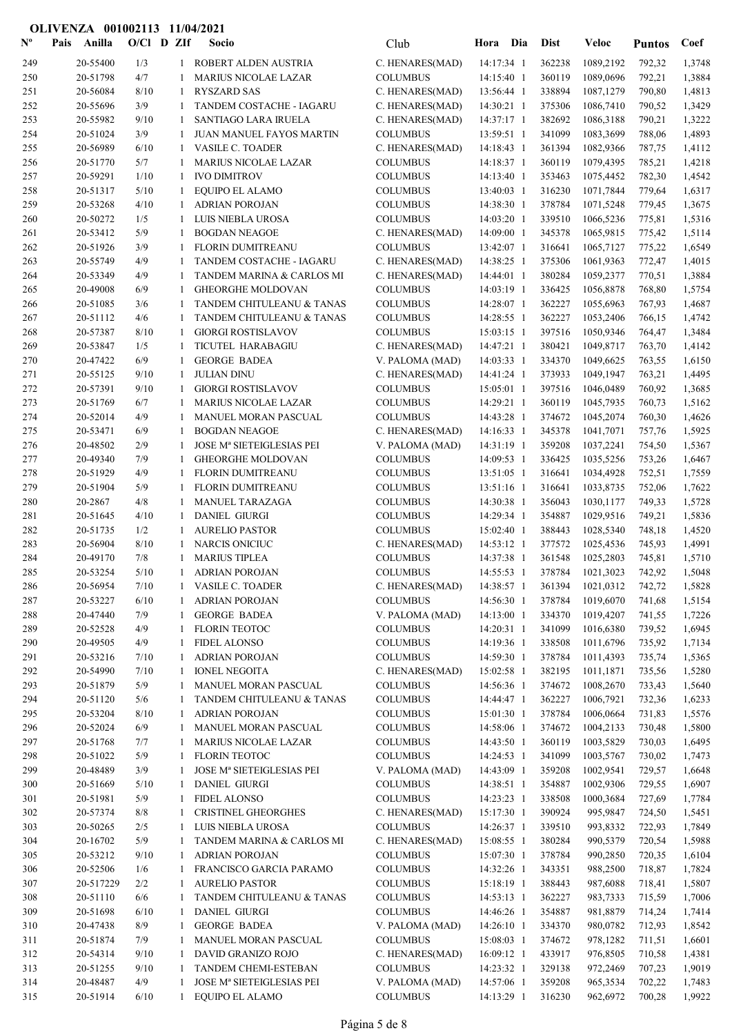**OLIVENZA 001002113 11/04/2021**

| Nº | Pais | Anilla | O/Cl | D | ZIf | Socio | Club | Hora | Dia | Dist | Veloc | Puntos | Coef |
|---|---|---|---|---|---|---|---|---|---|---|---|---|---|
| 249 | | 20-55400 | 1/3 | | 1 | ROBERT ALDEN AUSTRIA | C. HENARES(MAD) | 14:17:34 | 1 | 362238 | 1089,2192 | 792,32 | 1,3748 |
| 250 | | 20-51798 | 4/7 | | 1 | MARIUS NICOLAE LAZAR | COLUMBUS | 14:15:40 | 1 | 360119 | 1089,0696 | 792,21 | 1,3884 |
| 251 | | 20-56084 | 8/10 | | 1 | RYSZARD SAS | C. HENARES(MAD) | 13:56:44 | 1 | 338894 | 1087,1279 | 790,80 | 1,4813 |
| 252 | | 20-55696 | 3/9 | | 1 | TANDEM COSTACHE - IAGARU | C. HENARES(MAD) | 14:30:21 | 1 | 375306 | 1086,7410 | 790,52 | 1,3429 |
| 253 | | 20-55982 | 9/10 | | 1 | SANTIAGO LARA IRUELA | C. HENARES(MAD) | 14:37:17 | 1 | 382692 | 1086,3188 | 790,21 | 1,3222 |
| 254 | | 20-51024 | 3/9 | | 1 | JUAN MANUEL FAYOS MARTIN | COLUMBUS | 13:59:51 | 1 | 341099 | 1083,3699 | 788,06 | 1,4893 |
| 255 | | 20-56989 | 6/10 | | 1 | VASILE C. TOADER | C. HENARES(MAD) | 14:18:43 | 1 | 361394 | 1082,9366 | 787,75 | 1,4112 |
| 256 | | 20-51770 | 5/7 | | 1 | MARIUS NICOLAE LAZAR | COLUMBUS | 14:18:37 | 1 | 360119 | 1079,4395 | 785,21 | 1,4218 |
| 257 | | 20-59291 | 1/10 | | 1 | IVO DIMITROV | COLUMBUS | 14:13:40 | 1 | 353463 | 1075,4452 | 782,30 | 1,4542 |
| 258 | | 20-51317 | 5/10 | | 1 | EQUIPO EL ALAMO | COLUMBUS | 13:40:03 | 1 | 316230 | 1071,7844 | 779,64 | 1,6317 |
| 259 | | 20-53268 | 4/10 | | 1 | ADRIAN POROJAN | COLUMBUS | 14:38:30 | 1 | 378784 | 1071,5248 | 779,45 | 1,3675 |
| 260 | | 20-50272 | 1/5 | | 1 | LUIS NIEBLA UROSA | COLUMBUS | 14:03:20 | 1 | 339510 | 1066,5236 | 775,81 | 1,5316 |
| 261 | | 20-53412 | 5/9 | | 1 | BOGDAN NEAGOE | C. HENARES(MAD) | 14:09:00 | 1 | 345378 | 1065,9815 | 775,42 | 1,5114 |
| 262 | | 20-51926 | 3/9 | | 1 | FLORIN DUMITREANU | COLUMBUS | 13:42:07 | 1 | 316641 | 1065,7127 | 775,22 | 1,6549 |
| 263 | | 20-55749 | 4/9 | | 1 | TANDEM COSTACHE - IAGARU | C. HENARES(MAD) | 14:38:25 | 1 | 375306 | 1061,9363 | 772,47 | 1,4015 |
| 264 | | 20-53349 | 4/9 | | 1 | TANDEM MARINA & CARLOS MI | C. HENARES(MAD) | 14:44:01 | 1 | 380284 | 1059,2377 | 770,51 | 1,3884 |
| 265 | | 20-49008 | 6/9 | | 1 | GHEORGHE MOLDOVAN | COLUMBUS | 14:03:19 | 1 | 336425 | 1056,8878 | 768,80 | 1,5754 |
| 266 | | 20-51085 | 3/6 | | 1 | TANDEM CHITULEANU & TANAS | COLUMBUS | 14:28:07 | 1 | 362227 | 1055,6963 | 767,93 | 1,4687 |
| 267 | | 20-51112 | 4/6 | | 1 | TANDEM CHITULEANU & TANAS | COLUMBUS | 14:28:55 | 1 | 362227 | 1053,2406 | 766,15 | 1,4742 |
| 268 | | 20-57387 | 8/10 | | 1 | GIORGI ROSTISLAVOV | COLUMBUS | 15:03:15 | 1 | 397516 | 1050,9346 | 764,47 | 1,3484 |
| 269 | | 20-53847 | 1/5 | | 1 | TICUTEL HARABAGIU | C. HENARES(MAD) | 14:47:21 | 1 | 380421 | 1049,8717 | 763,70 | 1,4142 |
| 270 | | 20-47422 | 6/9 | | 1 | GEORGE BADEA | V. PALOMA (MAD) | 14:03:33 | 1 | 334370 | 1049,6625 | 763,55 | 1,6150 |
| 271 | | 20-55125 | 9/10 | | 1 | JULIAN DINU | C. HENARES(MAD) | 14:41:24 | 1 | 373933 | 1049,1947 | 763,21 | 1,4495 |
| 272 | | 20-57391 | 9/10 | | 1 | GIORGI ROSTISLAVOV | COLUMBUS | 15:05:01 | 1 | 397516 | 1046,0489 | 760,92 | 1,3685 |
| 273 | | 20-51769 | 6/7 | | 1 | MARIUS NICOLAE LAZAR | COLUMBUS | 14:29:21 | 1 | 360119 | 1045,7935 | 760,73 | 1,5162 |
| 274 | | 20-52014 | 4/9 | | 1 | MANUEL MORAN PASCUAL | COLUMBUS | 14:43:28 | 1 | 374672 | 1045,2074 | 760,30 | 1,4626 |
| 275 | | 20-53471 | 6/9 | | 1 | BOGDAN NEAGOE | C. HENARES(MAD) | 14:16:33 | 1 | 345378 | 1041,7071 | 757,76 | 1,5925 |
| 276 | | 20-48502 | 2/9 | | 1 | JOSE Mª SIETEIGLESIAS PEI | V. PALOMA (MAD) | 14:31:19 | 1 | 359208 | 1037,2241 | 754,50 | 1,5367 |
| 277 | | 20-49340 | 7/9 | | 1 | GHEORGHE MOLDOVAN | COLUMBUS | 14:09:53 | 1 | 336425 | 1035,5256 | 753,26 | 1,6467 |
| 278 | | 20-51929 | 4/9 | | 1 | FLORIN DUMITREANU | COLUMBUS | 13:51:05 | 1 | 316641 | 1034,4928 | 752,51 | 1,7559 |
| 279 | | 20-51904 | 5/9 | | 1 | FLORIN DUMITREANU | COLUMBUS | 13:51:16 | 1 | 316641 | 1033,8735 | 752,06 | 1,7622 |
| 280 | | 20-2867 | 4/8 | | 1 | MANUEL TARAZAGA | COLUMBUS | 14:30:38 | 1 | 356043 | 1030,1177 | 749,33 | 1,5728 |
| 281 | | 20-51645 | 4/10 | | 1 | DANIEL GIURGI | COLUMBUS | 14:29:34 | 1 | 354887 | 1029,9516 | 749,21 | 1,5836 |
| 282 | | 20-51735 | 1/2 | | 1 | AURELIO PASTOR | COLUMBUS | 15:02:40 | 1 | 388443 | 1028,5340 | 748,18 | 1,4520 |
| 283 | | 20-56904 | 8/10 | | 1 | NARCIS ONICIUC | C. HENARES(MAD) | 14:53:12 | 1 | 377572 | 1025,4536 | 745,93 | 1,4991 |
| 284 | | 20-49170 | 7/8 | | 1 | MARIUS TIPLEA | COLUMBUS | 14:37:38 | 1 | 361548 | 1025,2803 | 745,81 | 1,5710 |
| 285 | | 20-53254 | 5/10 | | 1 | ADRIAN POROJAN | COLUMBUS | 14:55:53 | 1 | 378784 | 1021,3023 | 742,92 | 1,5048 |
| 286 | | 20-56954 | 7/10 | | 1 | VASILE C. TOADER | C. HENARES(MAD) | 14:38:57 | 1 | 361394 | 1021,0312 | 742,72 | 1,5828 |
| 287 | | 20-53227 | 6/10 | | 1 | ADRIAN POROJAN | COLUMBUS | 14:56:30 | 1 | 378784 | 1019,6070 | 741,68 | 1,5154 |
| 288 | | 20-47440 | 7/9 | | 1 | GEORGE BADEA | V. PALOMA (MAD) | 14:13:00 | 1 | 334370 | 1019,4207 | 741,55 | 1,7226 |
| 289 | | 20-52528 | 4/9 | | 1 | FLORIN TEOTOC | COLUMBUS | 14:20:31 | 1 | 341099 | 1016,6380 | 739,52 | 1,6945 |
| 290 | | 20-49505 | 4/9 | | 1 | FIDEL ALONSO | COLUMBUS | 14:19:36 | 1 | 338508 | 1011,6796 | 735,92 | 1,7134 |
| 291 | | 20-53216 | 7/10 | | 1 | ADRIAN POROJAN | COLUMBUS | 14:59:30 | 1 | 378784 | 1011,4393 | 735,74 | 1,5365 |
| 292 | | 20-54990 | 7/10 | | 1 | IONEL NEGOITA | C. HENARES(MAD) | 15:02:58 | 1 | 382195 | 1011,1871 | 735,56 | 1,5280 |
| 293 | | 20-51879 | 5/9 | | 1 | MANUEL MORAN PASCUAL | COLUMBUS | 14:56:36 | 1 | 374672 | 1008,2670 | 733,43 | 1,5640 |
| 294 | | 20-51120 | 5/6 | | 1 | TANDEM CHITULEANU & TANAS | COLUMBUS | 14:44:47 | 1 | 362227 | 1006,7921 | 732,36 | 1,6233 |
| 295 | | 20-53204 | 8/10 | | 1 | ADRIAN POROJAN | COLUMBUS | 15:01:30 | 1 | 378784 | 1006,0664 | 731,83 | 1,5576 |
| 296 | | 20-52024 | 6/9 | | 1 | MANUEL MORAN PASCUAL | COLUMBUS | 14:58:06 | 1 | 374672 | 1004,2133 | 730,48 | 1,5800 |
| 297 | | 20-51768 | 7/7 | | 1 | MARIUS NICOLAE LAZAR | COLUMBUS | 14:43:50 | 1 | 360119 | 1003,5829 | 730,03 | 1,6495 |
| 298 | | 20-51022 | 5/9 | | 1 | FLORIN TEOTOC | COLUMBUS | 14:24:53 | 1 | 341099 | 1003,5767 | 730,02 | 1,7473 |
| 299 | | 20-48489 | 3/9 | | 1 | JOSE Mª SIETEIGLESIAS PEI | V. PALOMA (MAD) | 14:43:09 | 1 | 359208 | 1002,9541 | 729,57 | 1,6648 |
| 300 | | 20-51669 | 5/10 | | 1 | DANIEL GIURGI | COLUMBUS | 14:38:51 | 1 | 354887 | 1002,9306 | 729,55 | 1,6907 |
| 301 | | 20-51981 | 5/9 | | 1 | FIDEL ALONSO | COLUMBUS | 14:23:23 | 1 | 338508 | 1000,3684 | 727,69 | 1,7784 |
| 302 | | 20-57374 | 8/8 | | 1 | CRISTINEL GHEORGHES | C. HENARES(MAD) | 15:17:30 | 1 | 390924 | 995,9847 | 724,50 | 1,5451 |
| 303 | | 20-50265 | 2/5 | | 1 | LUIS NIEBLA UROSA | COLUMBUS | 14:26:37 | 1 | 339510 | 993,8332 | 722,93 | 1,7849 |
| 304 | | 20-16702 | 5/9 | | 1 | TANDEM MARINA & CARLOS MI | C. HENARES(MAD) | 15:08:55 | 1 | 380284 | 990,5379 | 720,54 | 1,5988 |
| 305 | | 20-53212 | 9/10 | | 1 | ADRIAN POROJAN | COLUMBUS | 15:07:30 | 1 | 378784 | 990,2850 | 720,35 | 1,6104 |
| 306 | | 20-52506 | 1/6 | | 1 | FRANCISCO GARCIA PARAMO | COLUMBUS | 14:32:26 | 1 | 343351 | 988,2500 | 718,87 | 1,7824 |
| 307 | | 20-517229 | 2/2 | | 1 | AURELIO PASTOR | COLUMBUS | 15:18:19 | 1 | 388443 | 987,6088 | 718,41 | 1,5807 |
| 308 | | 20-51110 | 6/6 | | 1 | TANDEM CHITULEANU & TANAS | COLUMBUS | 14:53:13 | 1 | 362227 | 983,7333 | 715,59 | 1,7006 |
| 309 | | 20-51698 | 6/10 | | 1 | DANIEL GIURGI | COLUMBUS | 14:46:26 | 1 | 354887 | 981,8879 | 714,24 | 1,7414 |
| 310 | | 20-47438 | 8/9 | | 1 | GEORGE BADEA | V. PALOMA (MAD) | 14:26:10 | 1 | 334370 | 980,0782 | 712,93 | 1,8542 |
| 311 | | 20-51874 | 7/9 | | 1 | MANUEL MORAN PASCUAL | COLUMBUS | 15:08:03 | 1 | 374672 | 978,1282 | 711,51 | 1,6601 |
| 312 | | 20-54314 | 9/10 | | 1 | DAVID GRANIZO ROJO | C. HENARES(MAD) | 16:09:12 | 1 | 433917 | 976,8505 | 710,58 | 1,4381 |
| 313 | | 20-51255 | 9/10 | | 1 | TANDEM CHEMI-ESTEBAN | COLUMBUS | 14:23:32 | 1 | 329138 | 972,2469 | 707,23 | 1,9019 |
| 314 | | 20-48487 | 4/9 | | 1 | JOSE Mª SIETEIGLESIAS PEI | V. PALOMA (MAD) | 14:57:06 | 1 | 359208 | 965,3534 | 702,22 | 1,7483 |
| 315 | | 20-51914 | 6/10 | | 1 | EQUIPO EL ALAMO | COLUMBUS | 14:13:29 | 1 | 316230 | 962,6972 | 700,28 | 1,9922 |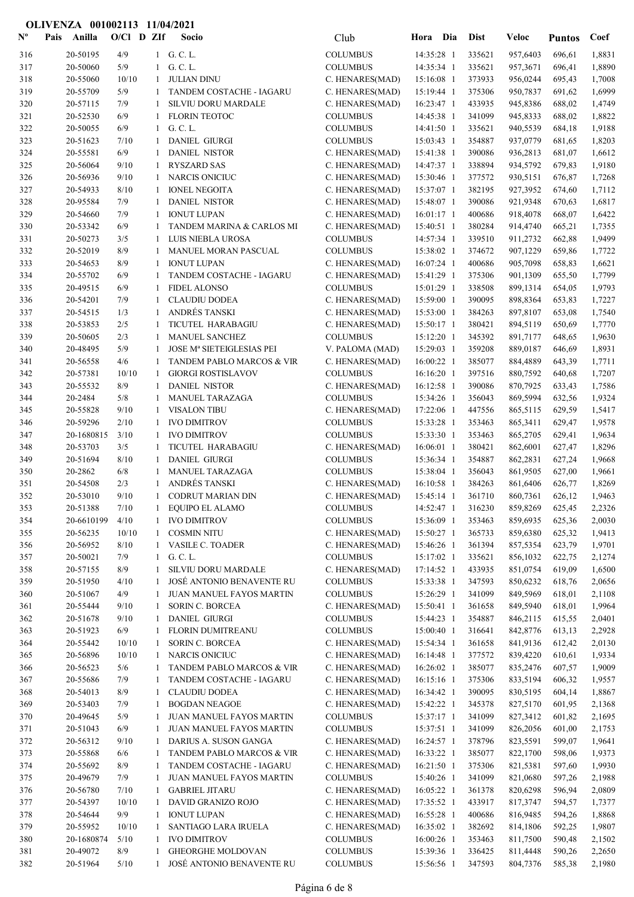OLIVENZA 001002113 11/04/2021

| Nº | Pais | Anilla | O/Cl | D | ZIf | Socio | Club | Hora | Dia | Dist | Veloc | Puntos | Coef |
|---|---|---|---|---|---|---|---|---|---|---|---|---|---|
| 316 | | 20-50195 | 4/9 | | 1 | G. C. L. | COLUMBUS | 14:35:28 | 1 | 335621 | 957,6403 | 696,61 | 1,8831 |
| 317 | | 20-50060 | 5/9 | | 1 | G. C. L. | COLUMBUS | 14:35:34 | 1 | 335621 | 957,3671 | 696,41 | 1,8890 |
| 318 | | 20-55060 | 10/10 | | 1 | JULIAN DINU | C. HENARES(MAD) | 15:16:08 | 1 | 373933 | 956,0244 | 695,43 | 1,7008 |
| 319 | | 20-55709 | 5/9 | | 1 | TANDEM COSTACHE - IAGARU | C. HENARES(MAD) | 15:19:44 | 1 | 375306 | 950,7837 | 691,62 | 1,6999 |
| 320 | | 20-57115 | 7/9 | | 1 | SILVIU DORU MARDALE | C. HENARES(MAD) | 16:23:47 | 1 | 433935 | 945,8386 | 688,02 | 1,4749 |
| 321 | | 20-52530 | 6/9 | | 1 | FLORIN TEOTOC | COLUMBUS | 14:45:38 | 1 | 341099 | 945,8333 | 688,02 | 1,8822 |
| 322 | | 20-50055 | 6/9 | | 1 | G. C. L. | COLUMBUS | 14:41:50 | 1 | 335621 | 940,5539 | 684,18 | 1,9188 |
| 323 | | 20-51623 | 7/10 | | 1 | DANIEL GIURGI | COLUMBUS | 15:03:43 | 1 | 354887 | 937,0779 | 681,65 | 1,8203 |
| 324 | | 20-55581 | 6/9 | | 1 | DANIEL NISTOR | C. HENARES(MAD) | 15:41:38 | 1 | 390086 | 936,2813 | 681,07 | 1,6612 |
| 325 | | 20-56064 | 9/10 | | 1 | RYSZARD SAS | C. HENARES(MAD) | 14:47:37 | 1 | 338894 | 934,5792 | 679,83 | 1,9180 |
| 326 | | 20-56936 | 9/10 | | 1 | NARCIS ONICIUC | C. HENARES(MAD) | 15:30:46 | 1 | 377572 | 930,5151 | 676,87 | 1,7268 |
| 327 | | 20-54933 | 8/10 | | 1 | IONEL NEGOITA | C. HENARES(MAD) | 15:37:07 | 1 | 382195 | 927,3952 | 674,60 | 1,7112 |
| 328 | | 20-95584 | 7/9 | | 1 | DANIEL NISTOR | C. HENARES(MAD) | 15:48:07 | 1 | 390086 | 921,9348 | 670,63 | 1,6817 |
| 329 | | 20-54660 | 7/9 | | 1 | IONUT LUPAN | C. HENARES(MAD) | 16:01:17 | 1 | 400686 | 918,4078 | 668,07 | 1,6422 |
| 330 | | 20-53342 | 6/9 | | 1 | TANDEM MARINA & CARLOS MI | C. HENARES(MAD) | 15:40:51 | 1 | 380284 | 914,4740 | 665,21 | 1,7355 |
| 331 | | 20-50273 | 3/5 | | 1 | LUIS NIEBLA UROSA | COLUMBUS | 14:57:34 | 1 | 339510 | 911,2732 | 662,88 | 1,9499 |
| 332 | | 20-52019 | 8/9 | | 1 | MANUEL MORAN PASCUAL | COLUMBUS | 15:38:02 | 1 | 374672 | 907,1229 | 659,86 | 1,7722 |
| 333 | | 20-54653 | 8/9 | | 1 | IONUT LUPAN | C. HENARES(MAD) | 16:07:24 | 1 | 400686 | 905,7098 | 658,83 | 1,6621 |
| 334 | | 20-55702 | 6/9 | | 1 | TANDEM COSTACHE - IAGARU | C. HENARES(MAD) | 15:41:29 | 1 | 375306 | 901,1309 | 655,50 | 1,7799 |
| 335 | | 20-49515 | 6/9 | | 1 | FIDEL ALONSO | COLUMBUS | 15:01:29 | 1 | 338508 | 899,1314 | 654,05 | 1,9793 |
| 336 | | 20-54201 | 7/9 | | 1 | CLAUDIU DODEA | C. HENARES(MAD) | 15:59:00 | 1 | 390095 | 898,8364 | 653,83 | 1,7227 |
| 337 | | 20-54515 | 1/3 | | 1 | ANDRÉS TANSKI | C. HENARES(MAD) | 15:53:00 | 1 | 384263 | 897,8107 | 653,08 | 1,7540 |
| 338 | | 20-53853 | 2/5 | | 1 | TICUTEL HARABAGIU | C. HENARES(MAD) | 15:50:17 | 1 | 380421 | 894,5119 | 650,69 | 1,7770 |
| 339 | | 20-50605 | 2/3 | | 1 | MANUEL SANCHEZ | COLUMBUS | 15:12:20 | 1 | 345392 | 891,7177 | 648,65 | 1,9630 |
| 340 | | 20-48495 | 5/9 | | 1 | JOSE Mª SIETEIGLESIAS PEI | V. PALOMA (MAD) | 15:29:03 | 1 | 359208 | 889,0187 | 646,69 | 1,8931 |
| 341 | | 20-56558 | 4/6 | | 1 | TANDEM PABLO MARCOS & VIR | C. HENARES(MAD) | 16:00:22 | 1 | 385077 | 884,4889 | 643,39 | 1,7711 |
| 342 | | 20-57381 | 10/10 | | 1 | GIORGI ROSTISLAVOV | COLUMBUS | 16:16:20 | 1 | 397516 | 880,7592 | 640,68 | 1,7207 |
| 343 | | 20-55532 | 8/9 | | 1 | DANIEL NISTOR | C. HENARES(MAD) | 16:12:58 | 1 | 390086 | 870,7925 | 633,43 | 1,7586 |
| 344 | | 20-2484 | 5/8 | | 1 | MANUEL TARAZAGA | COLUMBUS | 15:34:26 | 1 | 356043 | 869,5994 | 632,56 | 1,9324 |
| 345 | | 20-55828 | 9/10 | | 1 | VISALON TIBU | C. HENARES(MAD) | 17:22:06 | 1 | 447556 | 865,5115 | 629,59 | 1,5417 |
| 346 | | 20-59296 | 2/10 | | 1 | IVO DIMITROV | COLUMBUS | 15:33:28 | 1 | 353463 | 865,3411 | 629,47 | 1,9578 |
| 347 | | 20-1680815 | 3/10 | | 1 | IVO DIMITROV | COLUMBUS | 15:33:30 | 1 | 353463 | 865,2705 | 629,41 | 1,9634 |
| 348 | | 20-53703 | 3/5 | | 1 | TICUTEL HARABAGIU | C. HENARES(MAD) | 16:06:01 | 1 | 380421 | 862,6001 | 627,47 | 1,8296 |
| 349 | | 20-51694 | 8/10 | | 1 | DANIEL GIURGI | COLUMBUS | 15:36:34 | 1 | 354887 | 862,2831 | 627,24 | 1,9668 |
| 350 | | 20-2862 | 6/8 | | 1 | MANUEL TARAZAGA | COLUMBUS | 15:38:04 | 1 | 356043 | 861,9505 | 627,00 | 1,9661 |
| 351 | | 20-54508 | 2/3 | | 1 | ANDRÉS TANSKI | C. HENARES(MAD) | 16:10:58 | 1 | 384263 | 861,6406 | 626,77 | 1,8269 |
| 352 | | 20-53010 | 9/10 | | 1 | CODRUT MARIAN DIN | C. HENARES(MAD) | 15:45:14 | 1 | 361710 | 860,7361 | 626,12 | 1,9463 |
| 353 | | 20-51388 | 7/10 | | 1 | EQUIPO EL ALAMO | COLUMBUS | 14:52:47 | 1 | 316230 | 859,8269 | 625,45 | 2,2326 |
| 354 | | 20-6610199 | 4/10 | | 1 | IVO DIMITROV | COLUMBUS | 15:36:09 | 1 | 353463 | 859,6935 | 625,36 | 2,0030 |
| 355 | | 20-56235 | 10/10 | | 1 | COSMIN NITU | C. HENARES(MAD) | 15:50:27 | 1 | 365733 | 859,6380 | 625,32 | 1,9413 |
| 356 | | 20-56952 | 8/10 | | 1 | VASILE C. TOADER | C. HENARES(MAD) | 15:46:26 | 1 | 361394 | 857,5354 | 623,79 | 1,9701 |
| 357 | | 20-50021 | 7/9 | | 1 | G. C. L. | COLUMBUS | 15:17:02 | 1 | 335621 | 856,1032 | 622,75 | 2,1274 |
| 358 | | 20-57155 | 8/9 | | 1 | SILVIU DORU MARDALE | C. HENARES(MAD) | 17:14:52 | 1 | 433935 | 851,0754 | 619,09 | 1,6500 |
| 359 | | 20-51950 | 4/10 | | 1 | JOSÉ ANTONIO BENAVENTE RU | COLUMBUS | 15:33:38 | 1 | 347593 | 850,6232 | 618,76 | 2,0656 |
| 360 | | 20-51067 | 4/9 | | 1 | JUAN MANUEL FAYOS MARTIN | COLUMBUS | 15:26:29 | 1 | 341099 | 849,5969 | 618,01 | 2,1108 |
| 361 | | 20-55444 | 9/10 | | 1 | SORIN C. BORCEA | C. HENARES(MAD) | 15:50:41 | 1 | 361658 | 849,5940 | 618,01 | 1,9964 |
| 362 | | 20-51678 | 9/10 | | 1 | DANIEL GIURGI | COLUMBUS | 15:44:23 | 1 | 354887 | 846,2115 | 615,55 | 2,0401 |
| 363 | | 20-51923 | 6/9 | | 1 | FLORIN DUMITREANU | COLUMBUS | 15:00:40 | 1 | 316641 | 842,8776 | 613,13 | 2,2928 |
| 364 | | 20-55442 | 10/10 | | 1 | SORIN C. BORCEA | C. HENARES(MAD) | 15:54:34 | 1 | 361658 | 841,9136 | 612,42 | 2,0130 |
| 365 | | 20-56896 | 10/10 | | 1 | NARCIS ONICIUC | C. HENARES(MAD) | 16:14:48 | 1 | 377572 | 839,4220 | 610,61 | 1,9334 |
| 366 | | 20-56523 | 5/6 | | 1 | TANDEM PABLO MARCOS & VIR | C. HENARES(MAD) | 16:26:02 | 1 | 385077 | 835,2476 | 607,57 | 1,9009 |
| 367 | | 20-55686 | 7/9 | | 1 | TANDEM COSTACHE - IAGARU | C. HENARES(MAD) | 16:15:16 | 1 | 375306 | 833,5194 | 606,32 | 1,9557 |
| 368 | | 20-54013 | 8/9 | | 1 | CLAUDIU DODEA | C. HENARES(MAD) | 16:34:42 | 1 | 390095 | 830,5195 | 604,14 | 1,8867 |
| 369 | | 20-53403 | 7/9 | | 1 | BOGDAN NEAGOE | C. HENARES(MAD) | 15:42:22 | 1 | 345378 | 827,5170 | 601,95 | 2,1368 |
| 370 | | 20-49645 | 5/9 | | 1 | JUAN MANUEL FAYOS MARTIN | COLUMBUS | 15:37:17 | 1 | 341099 | 827,3412 | 601,82 | 2,1695 |
| 371 | | 20-51043 | 6/9 | | 1 | JUAN MANUEL FAYOS MARTIN | COLUMBUS | 15:37:51 | 1 | 341099 | 826,2056 | 601,00 | 2,1753 |
| 372 | | 20-56312 | 9/10 | | 1 | DARIUS A. SUSON GANGA | C. HENARES(MAD) | 16:24:57 | 1 | 378796 | 823,5591 | 599,07 | 1,9641 |
| 373 | | 20-55868 | 6/6 | | 1 | TANDEM PABLO MARCOS & VIR | C. HENARES(MAD) | 16:33:22 | 1 | 385077 | 822,1700 | 598,06 | 1,9373 |
| 374 | | 20-55692 | 8/9 | | 1 | TANDEM COSTACHE - IAGARU | C. HENARES(MAD) | 16:21:50 | 1 | 375306 | 821,5381 | 597,60 | 1,9930 |
| 375 | | 20-49679 | 7/9 | | 1 | JUAN MANUEL FAYOS MARTIN | COLUMBUS | 15:40:26 | 1 | 341099 | 821,0680 | 597,26 | 2,1988 |
| 376 | | 20-56780 | 7/10 | | 1 | GABRIEL JITARU | C. HENARES(MAD) | 16:05:22 | 1 | 361378 | 820,6298 | 596,94 | 2,0809 |
| 377 | | 20-54397 | 10/10 | | 1 | DAVID GRANIZO ROJO | C. HENARES(MAD) | 17:35:52 | 1 | 433917 | 817,3747 | 594,57 | 1,7377 |
| 378 | | 20-54644 | 9/9 | | 1 | IONUT LUPAN | C. HENARES(MAD) | 16:55:28 | 1 | 400686 | 816,9485 | 594,26 | 1,8868 |
| 379 | | 20-55952 | 10/10 | | 1 | SANTIAGO LARA IRUELA | C. HENARES(MAD) | 16:35:02 | 1 | 382692 | 814,1806 | 592,25 | 1,9807 |
| 380 | | 20-1680874 | 5/10 | | 1 | IVO DIMITROV | COLUMBUS | 16:00:26 | 1 | 353463 | 811,7500 | 590,48 | 2,1502 |
| 381 | | 20-49072 | 8/9 | | 1 | GHEORGHE MOLDOVAN | COLUMBUS | 15:39:36 | 1 | 336425 | 811,4448 | 590,26 | 2,2650 |
| 382 | | 20-51964 | 5/10 | | 1 | JOSÉ ANTONIO BENAVENTE RU | COLUMBUS | 15:56:56 | 1 | 347593 | 804,7376 | 585,38 | 2,1980 |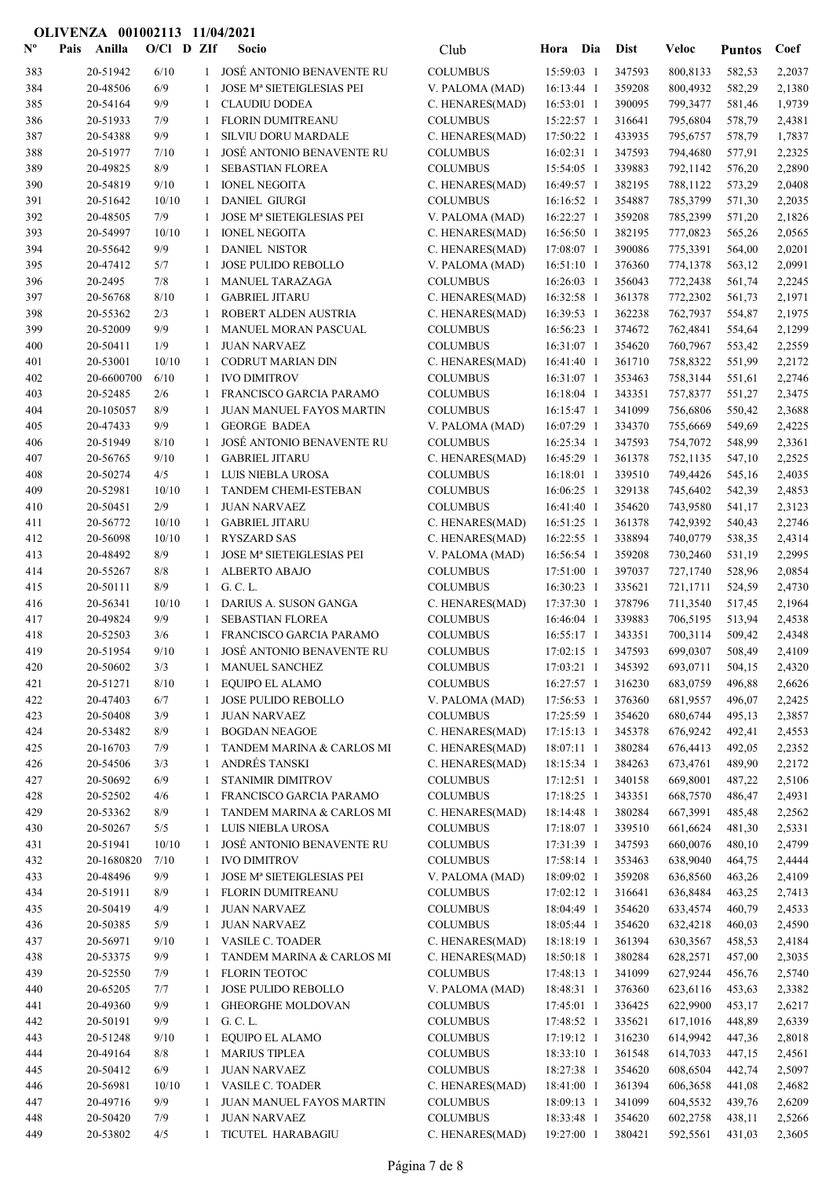**OLIVENZA 001002113 11/04/2021**

| Nº | Pais | Anilla | O/Cl | D | ZIf | Socio | Club | Hora | Dia | Dist | Veloc | Puntos | Coef |
|---|---|---|---|---|---|---|---|---|---|---|---|---|---|
| 383 | | 20-51942 | 6/10 | | 1 | JOSÉ ANTONIO BENAVENTE RU | COLUMBUS | 15:59:03 | 1 | 347593 | 800,8133 | 582,53 | 2,2037 |
| 384 | | 20-48506 | 6/9 | | 1 | JOSE Mª SIETEIGLESIAS PEI | V. PALOMA (MAD) | 16:13:44 | 1 | 359208 | 800,4932 | 582,29 | 2,1380 |
| 385 | | 20-54164 | 9/9 | | 1 | CLAUDIU DODEA | C. HENARES(MAD) | 16:53:01 | 1 | 390095 | 799,3477 | 581,46 | 1,9739 |
| 386 | | 20-51933 | 7/9 | | 1 | FLORIN DUMITREANU | COLUMBUS | 15:22:57 | 1 | 316641 | 795,6804 | 578,79 | 2,4381 |
| 387 | | 20-54388 | 9/9 | | 1 | SILVIU DORU MARDALE | C. HENARES(MAD) | 17:50:22 | 1 | 433935 | 795,6757 | 578,79 | 1,7837 |
| 388 | | 20-51977 | 7/10 | | 1 | JOSÉ ANTONIO BENAVENTE RU | COLUMBUS | 16:02:31 | 1 | 347593 | 794,4680 | 577,91 | 2,2325 |
| 389 | | 20-49825 | 8/9 | | 1 | SEBASTIAN FLOREA | COLUMBUS | 15:54:05 | 1 | 339883 | 792,1142 | 576,20 | 2,2890 |
| 390 | | 20-54819 | 9/10 | | 1 | IONEL NEGOITA | C. HENARES(MAD) | 16:49:57 | 1 | 382195 | 788,1122 | 573,29 | 2,0408 |
| 391 | | 20-51642 | 10/10 | | 1 | DANIEL GIURGI | COLUMBUS | 16:16:52 | 1 | 354887 | 785,3790 | 571,30 | 2,2035 |
| 392 | | 20-48505 | 7/9 | | 1 | JOSE Mª SIETEIGLESIAS PEI | V. PALOMA (MAD) | 16:22:27 | 1 | 359208 | 785,2399 | 571,20 | 2,1826 |
| 393 | | 20-54997 | 10/10 | | 1 | IONEL NEGOITA | C. HENARES(MAD) | 16:56:50 | 1 | 382195 | 777,0823 | 565,26 | 2,0565 |
| 394 | | 20-55642 | 9/9 | | 1 | DANIEL NISTOR | C. HENARES(MAD) | 17:08:07 | 1 | 390086 | 775,3391 | 564,00 | 2,0201 |
| 395 | | 20-47412 | 5/7 | | 1 | JOSE PULIDO REBOLLO | V. PALOMA (MAD) | 16:51:10 | 1 | 376360 | 774,1378 | 563,12 | 2,0991 |
| 396 | | 20-2495 | 7/8 | | 1 | MANUEL TARAZAGA | COLUMBUS | 16:26:03 | 1 | 356043 | 772,2438 | 561,74 | 2,2245 |
| 397 | | 20-56768 | 8/10 | | 1 | GABRIEL JITARU | C. HENARES(MAD) | 16:32:58 | 1 | 361378 | 772,2302 | 561,73 | 2,1971 |
| 398 | | 20-55362 | 2/3 | | 1 | ROBERT ALDEN AUSTRIA | C. HENARES(MAD) | 16:39:53 | 1 | 362238 | 762,7937 | 554,87 | 2,1975 |
| 399 | | 20-52009 | 9/9 | | 1 | MANUEL MORAN PASCUAL | COLUMBUS | 16:56:23 | 1 | 374672 | 762,4841 | 554,64 | 2,1299 |
| 400 | | 20-50411 | 1/9 | | 1 | JUAN NARVAEZ | COLUMBUS | 16:31:07 | 1 | 354620 | 760,7967 | 553,42 | 2,2559 |
| 401 | | 20-53001 | 10/10 | | 1 | CODRUT MARIAN DIN | C. HENARES(MAD) | 16:41:40 | 1 | 361710 | 758,8322 | 551,99 | 2,2172 |
| 402 | | 20-6600700 | 6/10 | | 1 | IVO DIMITROV | COLUMBUS | 16:31:07 | 1 | 353463 | 758,3144 | 551,61 | 2,2746 |
| 403 | | 20-52485 | 2/6 | | 1 | FRANCISCO GARCIA PARAMO | COLUMBUS | 16:18:04 | 1 | 343351 | 757,8377 | 551,27 | 2,3475 |
| 404 | | 20-105057 | 8/9 | | 1 | JUAN MANUEL FAYOS MARTIN | COLUMBUS | 16:15:47 | 1 | 341099 | 756,6806 | 550,42 | 2,3688 |
| 405 | | 20-47433 | 9/9 | | 1 | GEORGE BADEA | V. PALOMA (MAD) | 16:07:29 | 1 | 334370 | 755,6669 | 549,69 | 2,4225 |
| 406 | | 20-51949 | 8/10 | | 1 | JOSÉ ANTONIO BENAVENTE RU | COLUMBUS | 16:25:34 | 1 | 347593 | 754,7072 | 548,99 | 2,3361 |
| 407 | | 20-56765 | 9/10 | | 1 | GABRIEL JITARU | C. HENARES(MAD) | 16:45:29 | 1 | 361378 | 752,1135 | 547,10 | 2,2525 |
| 408 | | 20-50274 | 4/5 | | 1 | LUIS NIEBLA UROSA | COLUMBUS | 16:18:01 | 1 | 339510 | 749,4426 | 545,16 | 2,4035 |
| 409 | | 20-52981 | 10/10 | | 1 | TANDEM CHEMI-ESTEBAN | COLUMBUS | 16:06:25 | 1 | 329138 | 745,6402 | 542,39 | 2,4853 |
| 410 | | 20-50451 | 2/9 | | 1 | JUAN NARVAEZ | COLUMBUS | 16:41:40 | 1 | 354620 | 743,9580 | 541,17 | 2,3123 |
| 411 | | 20-56772 | 10/10 | | 1 | GABRIEL JITARU | C. HENARES(MAD) | 16:51:25 | 1 | 361378 | 742,9392 | 540,43 | 2,2746 |
| 412 | | 20-56098 | 10/10 | | 1 | RYSZARD SAS | C. HENARES(MAD) | 16:22:55 | 1 | 338894 | 740,0779 | 538,35 | 2,4314 |
| 413 | | 20-48492 | 8/9 | | 1 | JOSE Mª SIETEIGLESIAS PEI | V. PALOMA (MAD) | 16:56:54 | 1 | 359208 | 730,2460 | 531,19 | 2,2995 |
| 414 | | 20-55267 | 8/8 | | 1 | ALBERTO ABAJO | COLUMBUS | 17:51:00 | 1 | 397037 | 727,1740 | 528,96 | 2,0854 |
| 415 | | 20-50111 | 8/9 | | 1 | G. C. L. | COLUMBUS | 16:30:23 | 1 | 335621 | 721,1711 | 524,59 | 2,4730 |
| 416 | | 20-56341 | 10/10 | | 1 | DARIUS A. SUSON GANGA | C. HENARES(MAD) | 17:37:30 | 1 | 378796 | 711,3540 | 517,45 | 2,1964 |
| 417 | | 20-49824 | 9/9 | | 1 | SEBASTIAN FLOREA | COLUMBUS | 16:46:04 | 1 | 339883 | 706,5195 | 513,94 | 2,4538 |
| 418 | | 20-52503 | 3/6 | | 1 | FRANCISCO GARCIA PARAMO | COLUMBUS | 16:55:17 | 1 | 343351 | 700,3114 | 509,42 | 2,4348 |
| 419 | | 20-51954 | 9/10 | | 1 | JOSÉ ANTONIO BENAVENTE RU | COLUMBUS | 17:02:15 | 1 | 347593 | 699,0307 | 508,49 | 2,4109 |
| 420 | | 20-50602 | 3/3 | | 1 | MANUEL SANCHEZ | COLUMBUS | 17:03:21 | 1 | 345392 | 693,0711 | 504,15 | 2,4320 |
| 421 | | 20-51271 | 8/10 | | 1 | EQUIPO EL ALAMO | COLUMBUS | 16:27:57 | 1 | 316230 | 683,0759 | 496,88 | 2,6626 |
| 422 | | 20-47403 | 6/7 | | 1 | JOSE PULIDO REBOLLO | V. PALOMA (MAD) | 17:56:53 | 1 | 376360 | 681,9557 | 496,07 | 2,2425 |
| 423 | | 20-50408 | 3/9 | | 1 | JUAN NARVAEZ | COLUMBUS | 17:25:59 | 1 | 354620 | 680,6744 | 495,13 | 2,3857 |
| 424 | | 20-53482 | 8/9 | | 1 | BOGDAN NEAGOE | C. HENARES(MAD) | 17:15:13 | 1 | 345378 | 676,9242 | 492,41 | 2,4553 |
| 425 | | 20-16703 | 7/9 | | 1 | TANDEM MARINA & CARLOS MI | C. HENARES(MAD) | 18:07:11 | 1 | 380284 | 676,4413 | 492,05 | 2,2352 |
| 426 | | 20-54506 | 3/3 | | 1 | ANDRÉS TANSKI | C. HENARES(MAD) | 18:15:34 | 1 | 384263 | 673,4761 | 489,90 | 2,2172 |
| 427 | | 20-50692 | 6/9 | | 1 | STANIMIR DIMITROV | COLUMBUS | 17:12:51 | 1 | 340158 | 669,8001 | 487,22 | 2,5106 |
| 428 | | 20-52502 | 4/6 | | 1 | FRANCISCO GARCIA PARAMO | COLUMBUS | 17:18:25 | 1 | 343351 | 668,7570 | 486,47 | 2,4931 |
| 429 | | 20-53362 | 8/9 | | 1 | TANDEM MARINA & CARLOS MI | C. HENARES(MAD) | 18:14:48 | 1 | 380284 | 667,3991 | 485,48 | 2,2562 |
| 430 | | 20-50267 | 5/5 | | 1 | LUIS NIEBLA UROSA | COLUMBUS | 17:18:07 | 1 | 339510 | 661,6624 | 481,30 | 2,5331 |
| 431 | | 20-51941 | 10/10 | | 1 | JOSÉ ANTONIO BENAVENTE RU | COLUMBUS | 17:31:39 | 1 | 347593 | 660,0076 | 480,10 | 2,4799 |
| 432 | | 20-1680820 | 7/10 | | 1 | IVO DIMITROV | COLUMBUS | 17:58:14 | 1 | 353463 | 638,9040 | 464,75 | 2,4444 |
| 433 | | 20-48496 | 9/9 | | 1 | JOSE Mª SIETEIGLESIAS PEI | V. PALOMA (MAD) | 18:09:02 | 1 | 359208 | 636,8560 | 463,26 | 2,4109 |
| 434 | | 20-51911 | 8/9 | | 1 | FLORIN DUMITREANU | COLUMBUS | 17:02:12 | 1 | 316641 | 636,8484 | 463,25 | 2,7413 |
| 435 | | 20-50419 | 4/9 | | 1 | JUAN NARVAEZ | COLUMBUS | 18:04:49 | 1 | 354620 | 633,4574 | 460,79 | 2,4533 |
| 436 | | 20-50385 | 5/9 | | 1 | JUAN NARVAEZ | COLUMBUS | 18:05:44 | 1 | 354620 | 632,4218 | 460,03 | 2,4590 |
| 437 | | 20-56971 | 9/10 | | 1 | VASILE C. TOADER | C. HENARES(MAD) | 18:18:19 | 1 | 361394 | 630,3567 | 458,53 | 2,4184 |
| 438 | | 20-53375 | 9/9 | | 1 | TANDEM MARINA & CARLOS MI | C. HENARES(MAD) | 18:50:18 | 1 | 380284 | 628,2571 | 457,00 | 2,3035 |
| 439 | | 20-52550 | 7/9 | | 1 | FLORIN TEOTOC | COLUMBUS | 17:48:13 | 1 | 341099 | 627,9244 | 456,76 | 2,5740 |
| 440 | | 20-65205 | 7/7 | | 1 | JOSE PULIDO REBOLLO | V. PALOMA (MAD) | 18:48:31 | 1 | 376360 | 623,6116 | 453,63 | 2,3382 |
| 441 | | 20-49360 | 9/9 | | 1 | GHEORGHE MOLDOVAN | COLUMBUS | 17:45:01 | 1 | 336425 | 622,9900 | 453,17 | 2,6217 |
| 442 | | 20-50191 | 9/9 | | 1 | G. C. L. | COLUMBUS | 17:48:52 | 1 | 335621 | 617,1016 | 448,89 | 2,6339 |
| 443 | | 20-51248 | 9/10 | | 1 | EQUIPO EL ALAMO | COLUMBUS | 17:19:12 | 1 | 316230 | 614,9942 | 447,36 | 2,8018 |
| 444 | | 20-49164 | 8/8 | | 1 | MARIUS TIPLEA | COLUMBUS | 18:33:10 | 1 | 361548 | 614,7033 | 447,15 | 2,4561 |
| 445 | | 20-50412 | 6/9 | | 1 | JUAN NARVAEZ | COLUMBUS | 18:27:38 | 1 | 354620 | 608,6504 | 442,74 | 2,5097 |
| 446 | | 20-56981 | 10/10 | | 1 | VASILE C. TOADER | C. HENARES(MAD) | 18:41:00 | 1 | 361394 | 606,3658 | 441,08 | 2,4682 |
| 447 | | 20-49716 | 9/9 | | 1 | JUAN MANUEL FAYOS MARTIN | COLUMBUS | 18:09:13 | 1 | 341099 | 604,5532 | 439,76 | 2,6209 |
| 448 | | 20-50420 | 7/9 | | 1 | JUAN NARVAEZ | COLUMBUS | 18:33:48 | 1 | 354620 | 602,2758 | 438,11 | 2,5266 |
| 449 | | 20-53802 | 4/5 | | 1 | TICUTEL HARABAGIU | C. HENARES(MAD) | 19:27:00 | 1 | 380421 | 592,5561 | 431,03 | 2,3605 |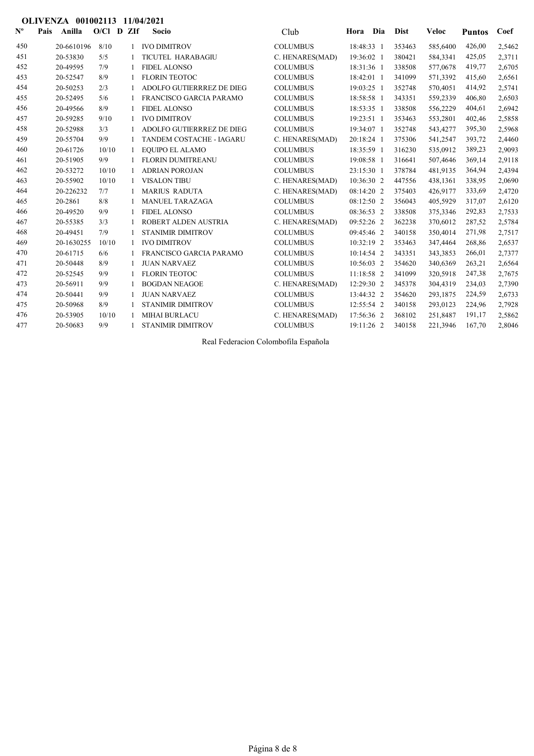**OLIVENZA 001002113 11/04/2021**

| Nº | Pais | Anilla | O/Cl | D | ZIf | Socio | Club | Hora | Dia | Dist | Veloc | Puntos | Coef |
|---|---|---|---|---|---|---|---|---|---|---|---|---|---|
| 450 | | 20-6610196 | 8/10 | | 1 | IVO DIMITROV | COLUMBUS | 18:48:33 | 1 | 353463 | 585,6400 | 426,00 | 2,5462 |
| 451 | | 20-53830 | 5/5 | | 1 | TICUTEL HARABAGIU | C. HENARES(MAD) | 19:36:02 | 1 | 380421 | 584,3341 | 425,05 | 2,3711 |
| 452 | | 20-49595 | 7/9 | | 1 | FIDEL ALONSO | COLUMBUS | 18:31:36 | 1 | 338508 | 577,0678 | 419,77 | 2,6705 |
| 453 | | 20-52547 | 8/9 | | 1 | FLORIN TEOTOC | COLUMBUS | 18:42:01 | 1 | 341099 | 571,3392 | 415,60 | 2,6561 |
| 454 | | 20-50253 | 2/3 | | 1 | ADOLFO GUTIERRREZ DE DIEG | COLUMBUS | 19:03:25 | 1 | 352748 | 570,4051 | 414,92 | 2,5741 |
| 455 | | 20-52495 | 5/6 | | 1 | FRANCISCO GARCIA PARAMO | COLUMBUS | 18:58:58 | 1 | 343351 | 559,2339 | 406,80 | 2,6503 |
| 456 | | 20-49566 | 8/9 | | 1 | FIDEL ALONSO | COLUMBUS | 18:53:35 | 1 | 338508 | 556,2229 | 404,61 | 2,6942 |
| 457 | | 20-59285 | 9/10 | | 1 | IVO DIMITROV | COLUMBUS | 19:23:51 | 1 | 353463 | 553,2801 | 402,46 | 2,5858 |
| 458 | | 20-52988 | 3/3 | | 1 | ADOLFO GUTIERRREZ DE DIEG | COLUMBUS | 19:34:07 | 1 | 352748 | 543,4277 | 395,30 | 2,5968 |
| 459 | | 20-55704 | 9/9 | | 1 | TANDEM COSTACHE - IAGARU | C. HENARES(MAD) | 20:18:24 | 1 | 375306 | 541,2547 | 393,72 | 2,4460 |
| 460 | | 20-61726 | 10/10 | | 1 | EQUIPO EL ALAMO | COLUMBUS | 18:35:59 | 1 | 316230 | 535,0912 | 389,23 | 2,9093 |
| 461 | | 20-51905 | 9/9 | | 1 | FLORIN DUMITREANU | COLUMBUS | 19:08:58 | 1 | 316641 | 507,4646 | 369,14 | 2,9118 |
| 462 | | 20-53272 | 10/10 | | 1 | ADRIAN POROJAN | COLUMBUS | 23:15:30 | 1 | 378784 | 481,9135 | 364,94 | 2,4394 |
| 463 | | 20-55902 | 10/10 | | 1 | VISALON TIBU | C. HENARES(MAD) | 10:36:30 | 2 | 447556 | 438,1361 | 338,95 | 2,0690 |
| 464 | | 20-226232 | 7/7 | | 1 | MARIUS RADUTA | C. HENARES(MAD) | 08:14:20 | 2 | 375403 | 426,9177 | 333,69 | 2,4720 |
| 465 | | 20-2861 | 8/8 | | 1 | MANUEL TARAZAGA | COLUMBUS | 08:12:50 | 2 | 356043 | 405,5929 | 317,07 | 2,6120 |
| 466 | | 20-49520 | 9/9 | | 1 | FIDEL ALONSO | COLUMBUS | 08:36:53 | 2 | 338508 | 375,3346 | 292,83 | 2,7533 |
| 467 | | 20-55385 | 3/3 | | 1 | ROBERT ALDEN AUSTRIA | C. HENARES(MAD) | 09:52:26 | 2 | 362238 | 370,6012 | 287,52 | 2,5784 |
| 468 | | 20-49451 | 7/9 | | 1 | STANIMIR DIMITROV | COLUMBUS | 09:45:46 | 2 | 340158 | 350,4014 | 271,98 | 2,7517 |
| 469 | | 20-1630255 | 10/10 | | 1 | IVO DIMITROV | COLUMBUS | 10:32:19 | 2 | 353463 | 347,4464 | 268,86 | 2,6537 |
| 470 | | 20-61715 | 6/6 | | 1 | FRANCISCO GARCIA PARAMO | COLUMBUS | 10:14:54 | 2 | 343351 | 343,3853 | 266,01 | 2,7377 |
| 471 | | 20-50448 | 8/9 | | 1 | JUAN NARVAEZ | COLUMBUS | 10:56:03 | 2 | 354620 | 340,6369 | 263,21 | 2,6564 |
| 472 | | 20-52545 | 9/9 | | 1 | FLORIN TEOTOC | COLUMBUS | 11:18:58 | 2 | 341099 | 320,5918 | 247,38 | 2,7675 |
| 473 | | 20-56911 | 9/9 | | 1 | BOGDAN NEAGOE | C. HENARES(MAD) | 12:29:30 | 2 | 345378 | 304,4319 | 234,03 | 2,7390 |
| 474 | | 20-50441 | 9/9 | | 1 | JUAN NARVAEZ | COLUMBUS | 13:44:32 | 2 | 354620 | 293,1875 | 224,59 | 2,6733 |
| 475 | | 20-50968 | 8/9 | | 1 | STANIMIR DIMITROV | COLUMBUS | 12:55:54 | 2 | 340158 | 293,0123 | 224,96 | 2,7928 |
| 476 | | 20-53905 | 10/10 | | 1 | MIHAI BURLACU | C. HENARES(MAD) | 17:56:36 | 2 | 368102 | 251,8487 | 191,17 | 2,5862 |
| 477 | | 20-50683 | 9/9 | | 1 | STANIMIR DIMITROV | COLUMBUS | 19:11:26 | 2 | 340158 | 221,3946 | 167,70 | 2,8046 |

Real Federacion Colombofila Española